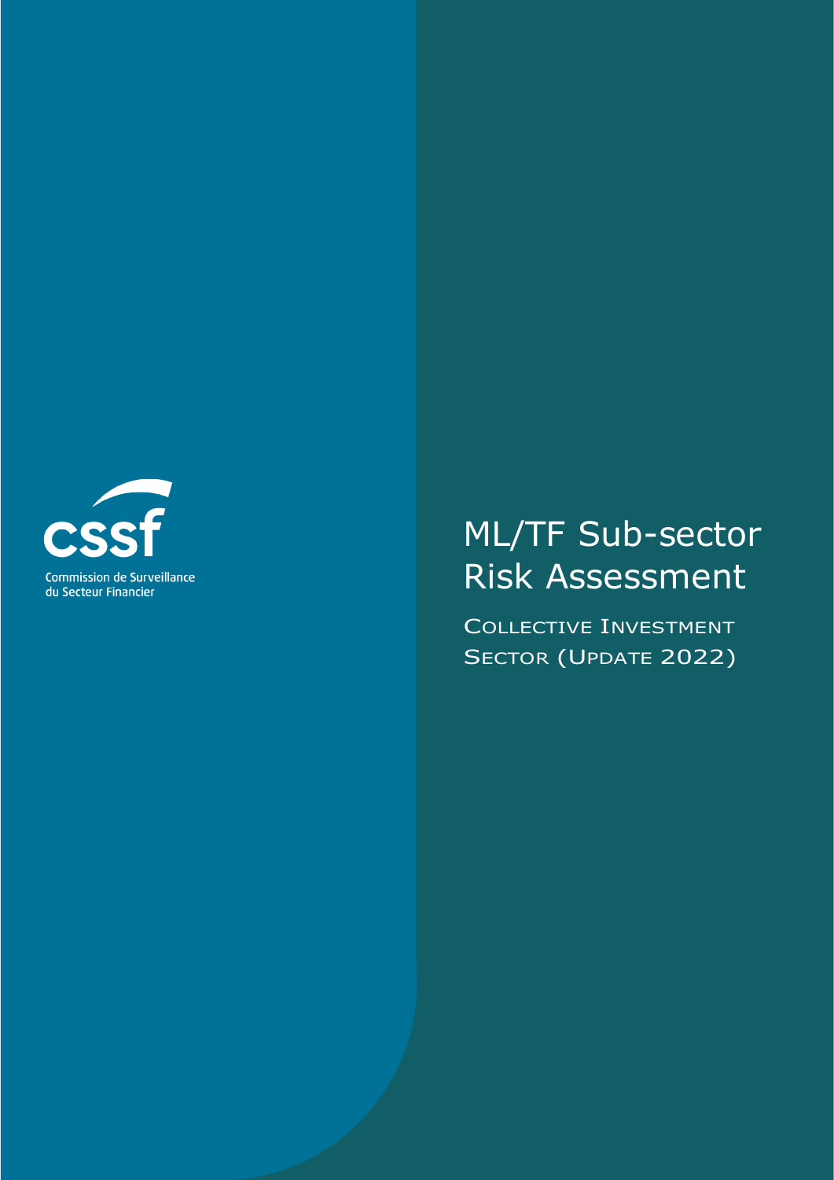cssf

Commission de Surveillance du Secteur Financier

# ML/TF Sub-sector Risk Assessment

COLLECTIVE INVESTMENT SECTOR (UPDATE 2022)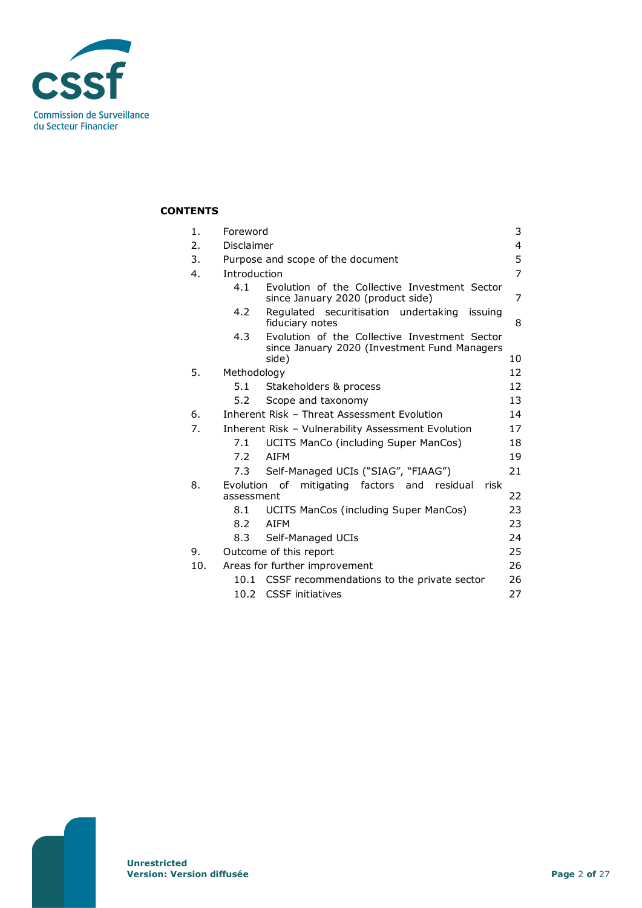**CONTENTS**

| | | |
|---|---|---|
| 1. | Foreword | 3 |
| 2. | Disclaimer | 4 |
| 3. | Purpose and scope of the document | 5 |
| 4. | Introduction | 7 |
| | 4.1 Evolution of the Collective Investment Sector since January 2020 (product side) | 7 |
| | 4.2 Regulated securitisation undertaking issuing fiduciary notes | 8 |
| | 4.3 Evolution of the Collective Investment Sector since January 2020 (Investment Fund Managers side) | 10 |
| 5. | Methodology | 12 |
| | 5.1 Stakeholders & process | 12 |
| | 5.2 Scope and taxonomy | 13 |
| 6. | Inherent Risk – Threat Assessment Evolution | 14 |
| 7. | Inherent Risk – Vulnerability Assessment Evolution | 17 |
| | 7.1 UCITS ManCo (including Super ManCos) | 18 |
| | 7.2 AIFM | 19 |
| | 7.3 Self-Managed UCIs ("SIAG", "FIAAG") | 21 |
| 8. | Evolution of mitigating factors and residual risk assessment | 22 |
| | 8.1 UCITS ManCos (including Super ManCos) | 23 |
| | 8.2 AIFM | 23 |
| | 8.3 Self-Managed UCIs | 24 |
| 9. | Outcome of this report | 25 |
| 10. | Areas for further improvement | 26 |
| | 10.1 CSSF recommendations to the private sector | 26 |
| | 10.2 CSSF initiatives | 27 |

**Unrestricted**
**Version: Version diffusée**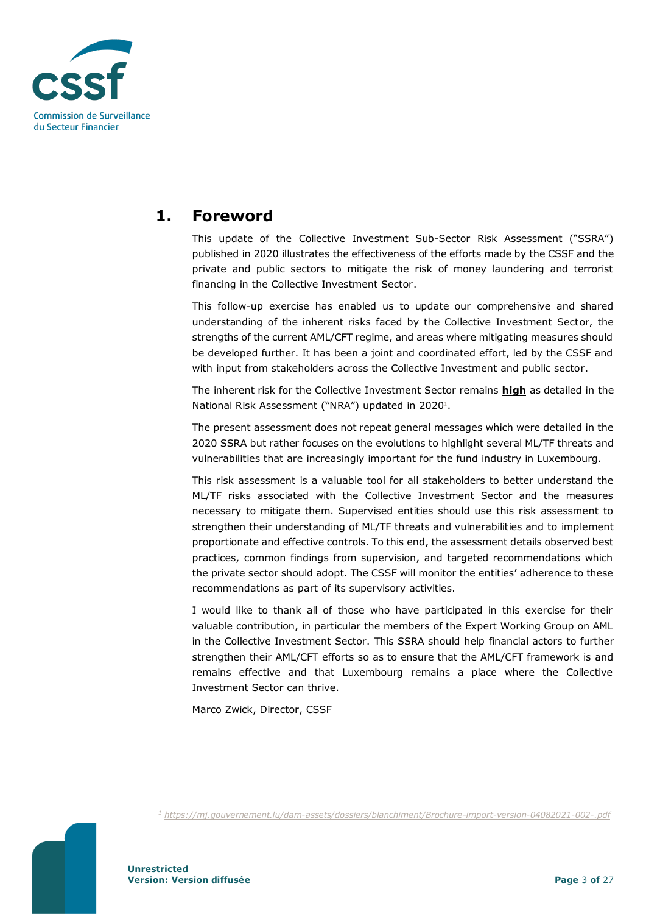# 1. Foreword

This update of the Collective Investment Sub-Sector Risk Assessment ("SSRA") published in 2020 illustrates the effectiveness of the efforts made by the CSSF and the private and public sectors to mitigate the risk of money laundering and terrorist financing in the Collective Investment Sector.

This follow-up exercise has enabled us to update our comprehensive and shared understanding of the inherent risks faced by the Collective Investment Sector, the strengths of the current AML/CFT regime, and areas where mitigating measures should be developed further. It has been a joint and coordinated effort, led by the CSSF and with input from stakeholders across the Collective Investment and public sector.

The inherent risk for the Collective Investment Sector remains **high** as detailed in the National Risk Assessment ("NRA") updated in 2020[1].

The present assessment does not repeat general messages which were detailed in the 2020 SSRA but rather focuses on the evolutions to highlight several ML/TF threats and vulnerabilities that are increasingly important for the fund industry in Luxembourg.

This risk assessment is a valuable tool for all stakeholders to better understand the ML/TF risks associated with the Collective Investment Sector and the measures necessary to mitigate them. Supervised entities should use this risk assessment to strengthen their understanding of ML/TF threats and vulnerabilities and to implement proportionate and effective controls. To this end, the assessment details observed best practices, common findings from supervision, and targeted recommendations which the private sector should adopt. The CSSF will monitor the entities' adherence to these recommendations as part of its supervisory activities.

I would like to thank all of those who have participated in this exercise for their valuable contribution, in particular the members of the Expert Working Group on AML in the Collective Investment Sector. This SSRA should help financial actors to further strengthen their AML/CFT efforts so as to ensure that the AML/CFT framework is and remains effective and that Luxembourg remains a place where the Collective Investment Sector can thrive.

Marco Zwick, Director, CSSF

[1] https://mj.gouvernement.lu/dam-assets/dossiers/blanchiment/Brochure-import-version-04082021-002-.pdf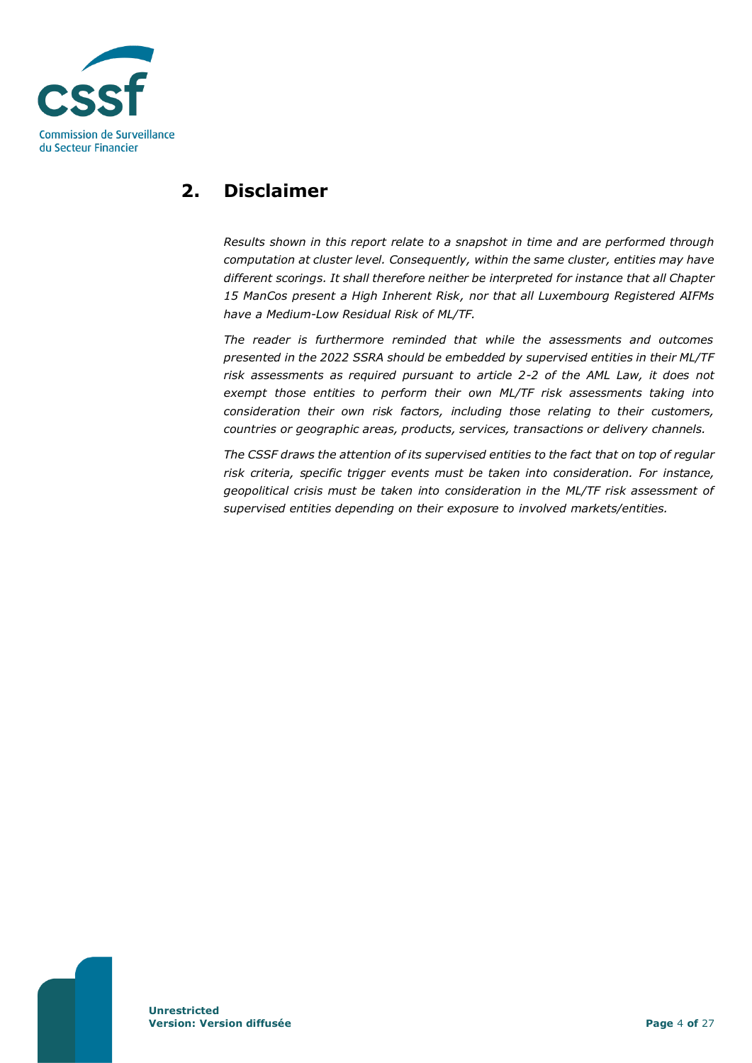## 2. Disclaimer

*Results shown in this report relate to a snapshot in time and are performed through computation at cluster level. Consequently, within the same cluster, entities may have different scorings. It shall therefore neither be interpreted for instance that all Chapter 15 ManCos present a High Inherent Risk, nor that all Luxembourg Registered AIFMs have a Medium-Low Residual Risk of ML/TF.*

*The reader is furthermore reminded that while the assessments and outcomes presented in the 2022 SSRA should be embedded by supervised entities in their ML/TF risk assessments as required pursuant to article 2-2 of the AML Law, it does not exempt those entities to perform their own ML/TF risk assessments taking into consideration their own risk factors, including those relating to their customers, countries or geographic areas, products, services, transactions or delivery channels.*

*The CSSF draws the attention of its supervised entities to the fact that on top of regular risk criteria, specific trigger events must be taken into consideration. For instance, geopolitical crisis must be taken into consideration in the ML/TF risk assessment of supervised entities depending on their exposure to involved markets/entities.*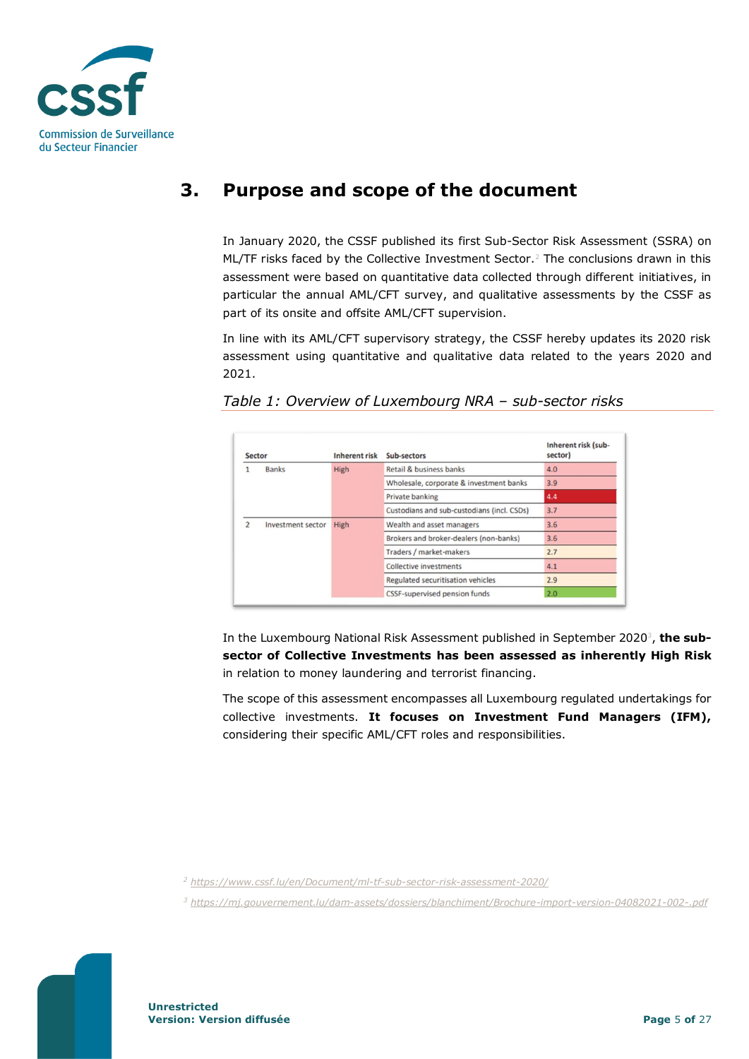# 3. Purpose and scope of the document

In January 2020, the CSSF published its first Sub-Sector Risk Assessment (SSRA) on ML/TF risks faced by the Collective Investment Sector.[2] The conclusions drawn in this assessment were based on quantitative data collected through different initiatives, in particular the annual AML/CFT survey, and qualitative assessments by the CSSF as part of its onsite and offsite AML/CFT supervision.

In line with its AML/CFT supervisory strategy, the CSSF hereby updates its 2020 risk assessment using quantitative and qualitative data related to the years 2020 and 2021.

*Table 1: Overview of Luxembourg NRA – sub-sector risks*

| Sector | | Inherent risk | Sub-sectors | Inherent risk (sub-sector) |
|---|---|---|---|---|
| 1 | Banks | High | Retail & business banks | 4.0 |
| | | | Wholesale, corporate & investment banks | 3.9 |
| | | | Private banking | 4.4 |
| | | | Custodians and sub-custodians (incl. CSDs) | 3.7 |
| 2 | Investment sector | High | Wealth and asset managers | 3.6 |
| | | | Brokers and broker-dealers (non-banks) | 3.6 |
| | | | Traders / market-makers | 2.7 |
| | | | Collective investments | 4.1 |
| | | | Regulated securitisation vehicles | 2.9 |
| | | | CSSF-supervised pension funds | 2.0 |

In the Luxembourg National Risk Assessment published in September 2020[3], **the sub-sector of Collective Investments has been assessed as inherently High Risk** in relation to money laundering and terrorist financing.

The scope of this assessment encompasses all Luxembourg regulated undertakings for collective investments. **It focuses on Investment Fund Managers (IFM),** considering their specific AML/CFT roles and responsibilities.

[2] https://www.cssf.lu/en/Document/ml-tf-sub-sector-risk-assessment-2020/

[3] https://mj.gouvernement.lu/dam-assets/dossiers/blanchiment/Brochure-import-version-04082021-002-.pdf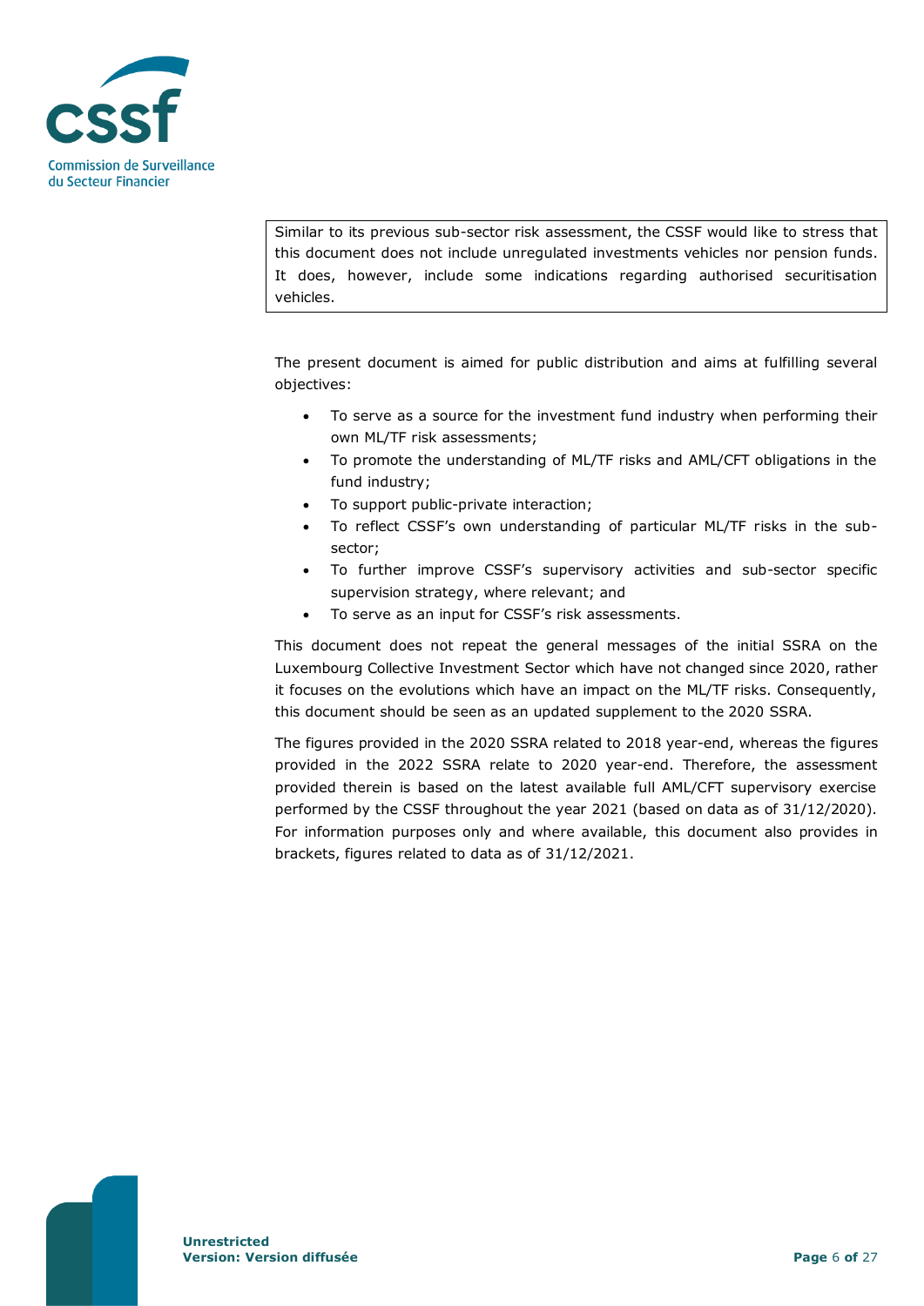Similar to its previous sub-sector risk assessment, the CSSF would like to stress that this document does not include unregulated investments vehicles nor pension funds. It does, however, include some indications regarding authorised securitisation vehicles.

The present document is aimed for public distribution and aims at fulfilling several objectives:

- To serve as a source for the investment fund industry when performing their own ML/TF risk assessments;
- To promote the understanding of ML/TF risks and AML/CFT obligations in the fund industry;
- To support public-private interaction;
- To reflect CSSF's own understanding of particular ML/TF risks in the sub-sector;
- To further improve CSSF's supervisory activities and sub-sector specific supervision strategy, where relevant; and
- To serve as an input for CSSF's risk assessments.

This document does not repeat the general messages of the initial SSRA on the Luxembourg Collective Investment Sector which have not changed since 2020, rather it focuses on the evolutions which have an impact on the ML/TF risks. Consequently, this document should be seen as an updated supplement to the 2020 SSRA.

The figures provided in the 2020 SSRA related to 2018 year-end, whereas the figures provided in the 2022 SSRA relate to 2020 year-end. Therefore, the assessment provided therein is based on the latest available full AML/CFT supervisory exercise performed by the CSSF throughout the year 2021 (based on data as of 31/12/2020). For information purposes only and where available, this document also provides in brackets, figures related to data as of 31/12/2021.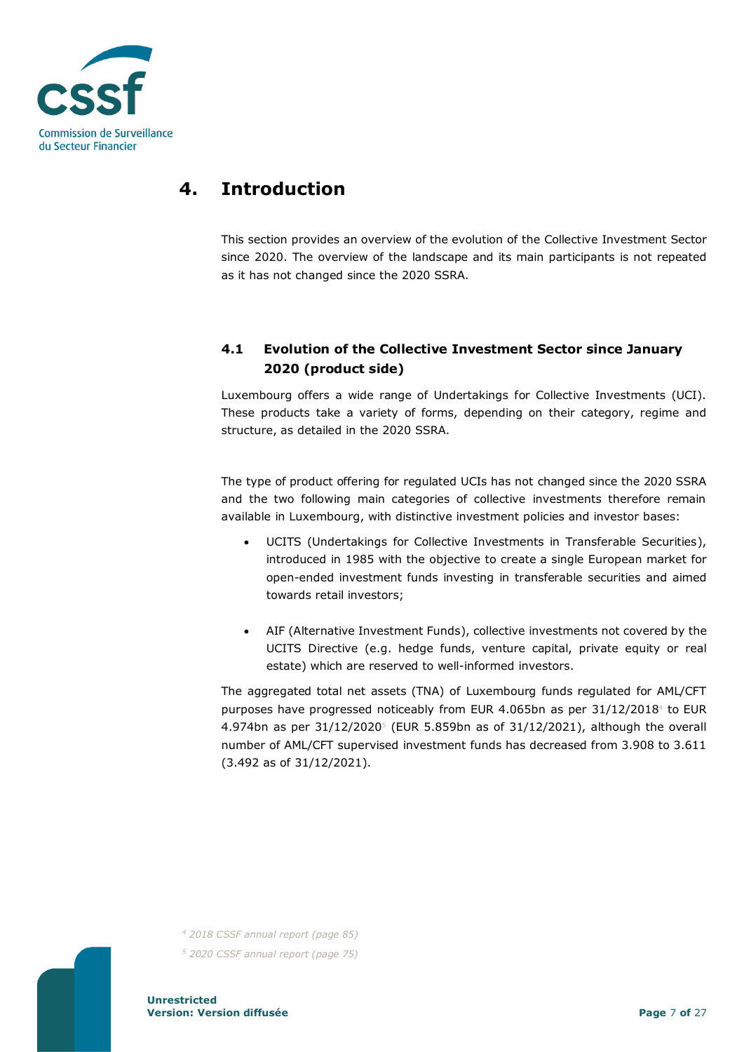# 4. Introduction

This section provides an overview of the evolution of the Collective Investment Sector since 2020. The overview of the landscape and its main participants is not repeated as it has not changed since the 2020 SSRA.

## 4.1 Evolution of the Collective Investment Sector since January 2020 (product side)

Luxembourg offers a wide range of Undertakings for Collective Investments (UCI). These products take a variety of forms, depending on their category, regime and structure, as detailed in the 2020 SSRA.

The type of product offering for regulated UCIs has not changed since the 2020 SSRA and the two following main categories of collective investments therefore remain available in Luxembourg, with distinctive investment policies and investor bases:

- UCITS (Undertakings for Collective Investments in Transferable Securities), introduced in 1985 with the objective to create a single European market for open-ended investment funds investing in transferable securities and aimed towards retail investors;

- AIF (Alternative Investment Funds), collective investments not covered by the UCITS Directive (e.g. hedge funds, venture capital, private equity or real estate) which are reserved to well-informed investors.

The aggregated total net assets (TNA) of Luxembourg funds regulated for AML/CFT purposes have progressed noticeably from EUR 4.065bn as per 31/12/2018[4] to EUR 4.974bn as per 31/12/2020[5] (EUR 5.859bn as of 31/12/2021), although the overall number of AML/CFT supervised investment funds has decreased from 3.908 to 3.611 (3.492 as of 31/12/2021).

[4] *2018 CSSF annual report (page 85)*

[5] *2020 CSSF annual report (page 75)*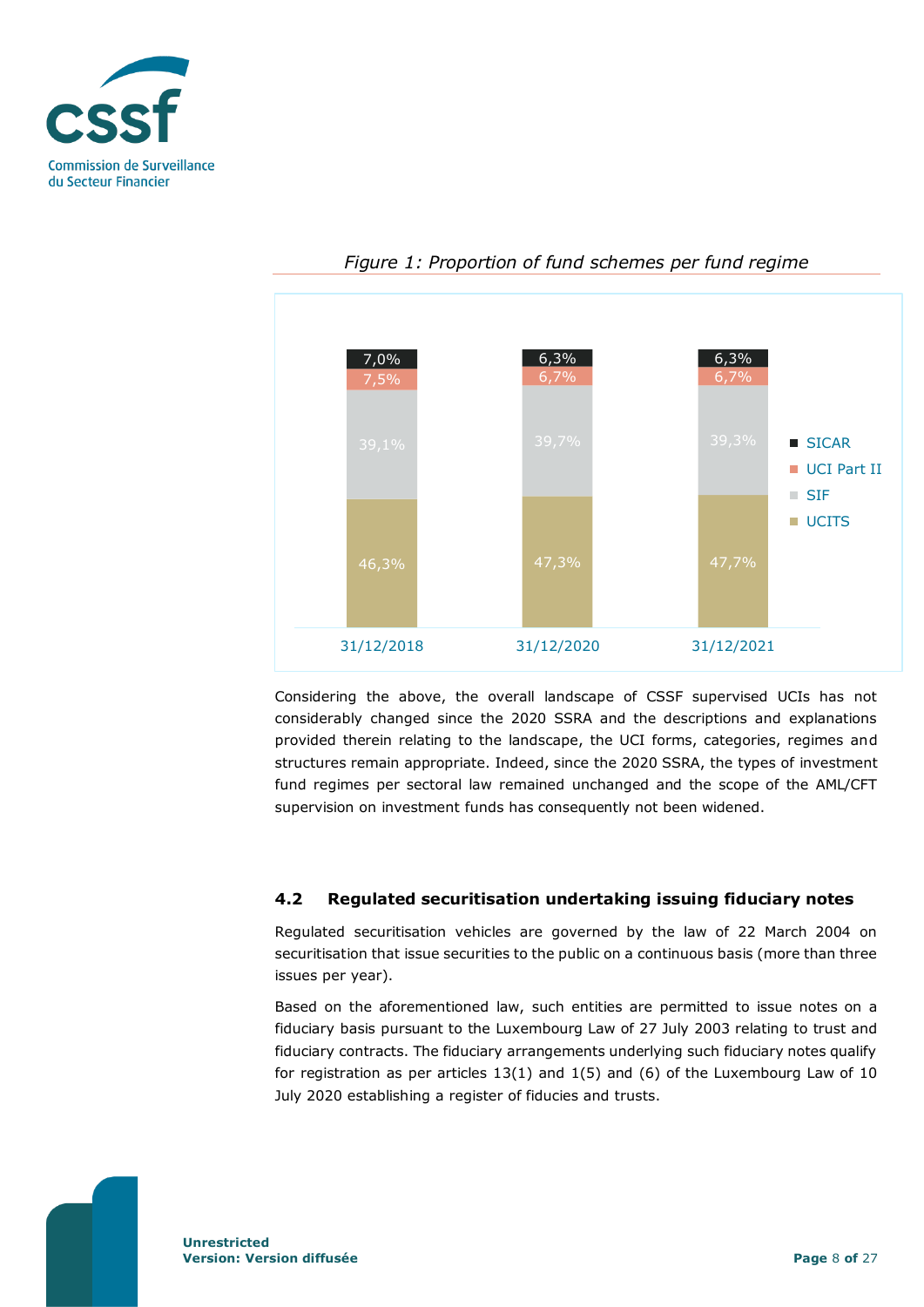*Figure 1: Proportion of fund schemes per fund regime*

| | 31/12/2018 | 31/12/2020 | 31/12/2021 |
|---|---|---|---|
| SICAR | 7,0% | 6,3% | 6,3% |
| UCI Part II | 7,5% | 6,7% | 6,7% |
| SIF | 39,1% | 39,7% | 39,3% |
| UCITS | 46,3% | 47,3% | 47,7% |

Considering the above, the overall landscape of CSSF supervised UCIs has not considerably changed since the 2020 SSRA and the descriptions and explanations provided therein relating to the landscape, the UCI forms, categories, regimes and structures remain appropriate. Indeed, since the 2020 SSRA, the types of investment fund regimes per sectoral law remained unchanged and the scope of the AML/CFT supervision on investment funds has consequently not been widened.

## 4.2 Regulated securitisation undertaking issuing fiduciary notes

Regulated securitisation vehicles are governed by the law of 22 March 2004 on securitisation that issue securities to the public on a continuous basis (more than three issues per year).

Based on the aforementioned law, such entities are permitted to issue notes on a fiduciary basis pursuant to the Luxembourg Law of 27 July 2003 relating to trust and fiduciary contracts. The fiduciary arrangements underlying such fiduciary notes qualify for registration as per articles 13(1) and 1(5) and (6) of the Luxembourg Law of 10 July 2020 establishing a register of fiducies and trusts.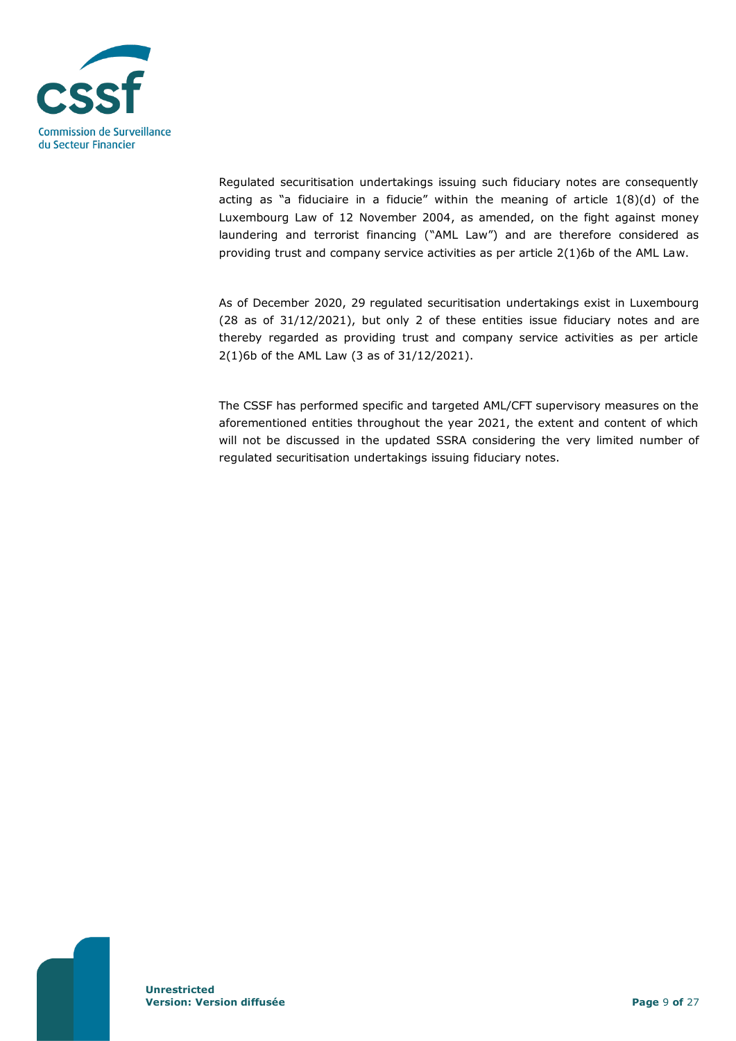Regulated securitisation undertakings issuing such fiduciary notes are consequently acting as "a fiduciaire in a fiducie" within the meaning of article 1(8)(d) of the Luxembourg Law of 12 November 2004, as amended, on the fight against money laundering and terrorist financing ("AML Law") and are therefore considered as providing trust and company service activities as per article 2(1)6b of the AML Law.

As of December 2020, 29 regulated securitisation undertakings exist in Luxembourg (28 as of 31/12/2021), but only 2 of these entities issue fiduciary notes and are thereby regarded as providing trust and company service activities as per article 2(1)6b of the AML Law (3 as of 31/12/2021).

The CSSF has performed specific and targeted AML/CFT supervisory measures on the aforementioned entities throughout the year 2021, the extent and content of which will not be discussed in the updated SSRA considering the very limited number of regulated securitisation undertakings issuing fiduciary notes.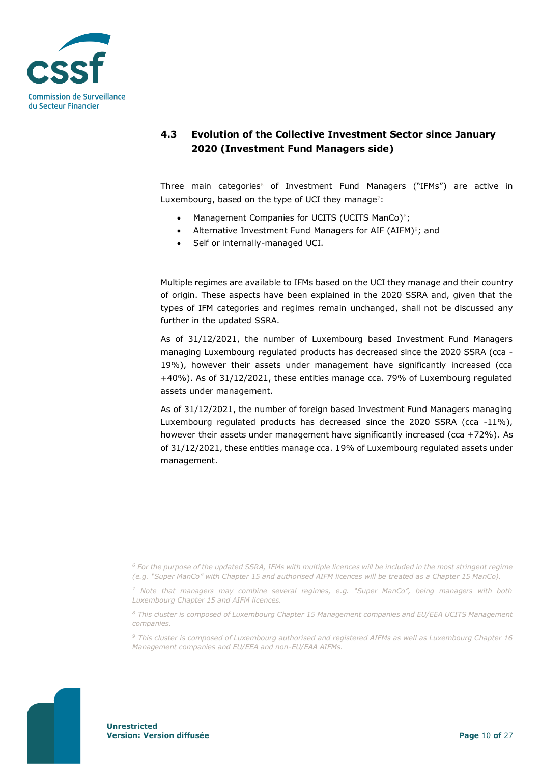### 4.3 Evolution of the Collective Investment Sector since January 2020 (Investment Fund Managers side)

Three main categories[6] of Investment Fund Managers ("IFMs") are active in Luxembourg, based on the type of UCI they manage[7]:

- Management Companies for UCITS (UCITS ManCo)[8];
- Alternative Investment Fund Managers for AIF (AIFM)[9]; and
- Self or internally-managed UCI.

Multiple regimes are available to IFMs based on the UCI they manage and their country of origin. These aspects have been explained in the 2020 SSRA and, given that the types of IFM categories and regimes remain unchanged, shall not be discussed any further in the updated SSRA.

As of 31/12/2021, the number of Luxembourg based Investment Fund Managers managing Luxembourg regulated products has decreased since the 2020 SSRA (cca -19%), however their assets under management have significantly increased (cca +40%). As of 31/12/2021, these entities manage cca. 79% of Luxembourg regulated assets under management.

As of 31/12/2021, the number of foreign based Investment Fund Managers managing Luxembourg regulated products has decreased since the 2020 SSRA (cca -11%), however their assets under management have significantly increased (cca +72%). As of 31/12/2021, these entities manage cca. 19% of Luxembourg regulated assets under management.

---

[6] *For the purpose of the updated SSRA, IFMs with multiple licences will be included in the most stringent regime (e.g. "Super ManCo" with Chapter 15 and authorised AIFM licences will be treated as a Chapter 15 ManCo).*

[7] *Note that managers may combine several regimes, e.g. "Super ManCo", being managers with both Luxembourg Chapter 15 and AIFM licences.*

[8] *This cluster is composed of Luxembourg Chapter 15 Management companies and EU/EEA UCITS Management companies.*

[9] *This cluster is composed of Luxembourg authorised and registered AIFMs as well as Luxembourg Chapter 16 Management companies and EU/EEA and non-EU/EAA AIFMs.*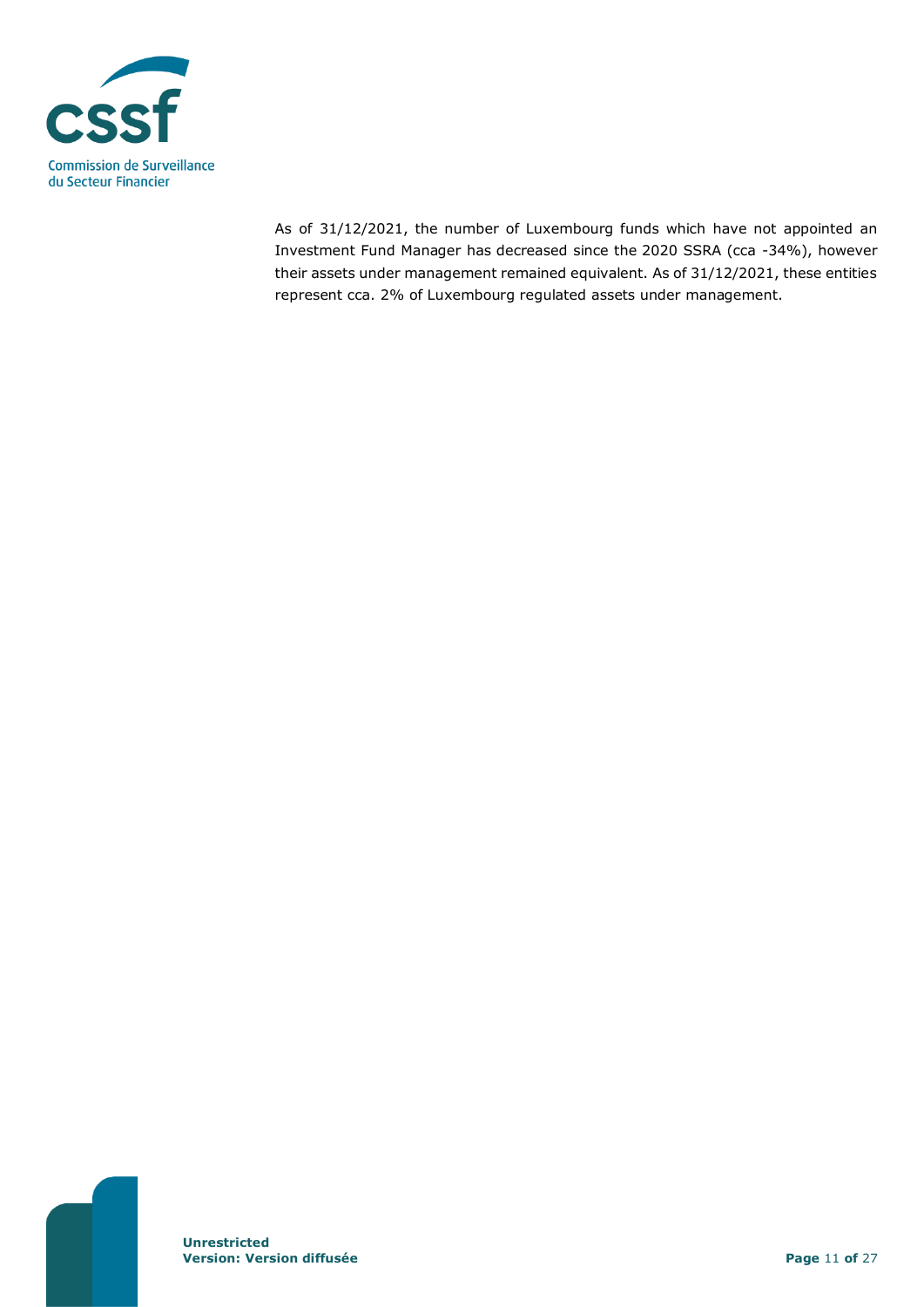As of 31/12/2021, the number of Luxembourg funds which have not appointed an Investment Fund Manager has decreased since the 2020 SSRA (cca -34%), however their assets under management remained equivalent. As of 31/12/2021, these entities represent cca. 2% of Luxembourg regulated assets under management.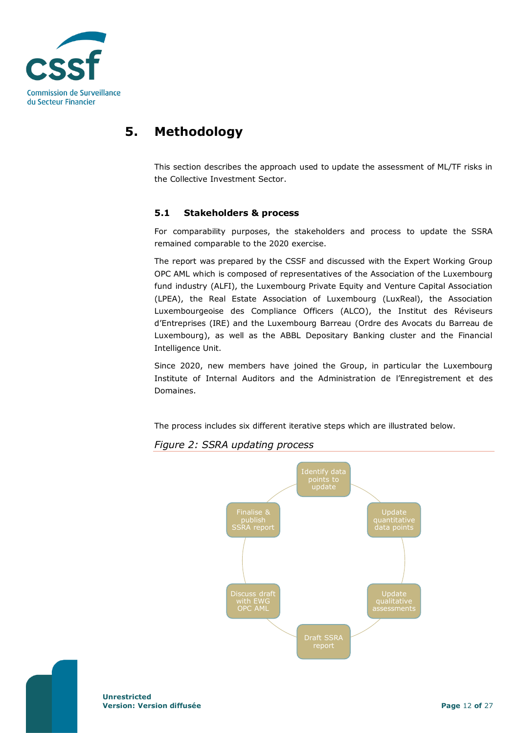# 5. Methodology

This section describes the approach used to update the assessment of ML/TF risks in the Collective Investment Sector.

## 5.1 Stakeholders & process

For comparability purposes, the stakeholders and process to update the SSRA remained comparable to the 2020 exercise.

The report was prepared by the CSSF and discussed with the Expert Working Group OPC AML which is composed of representatives of the Association of the Luxembourg fund industry (ALFI), the Luxembourg Private Equity and Venture Capital Association (LPEA), the Real Estate Association of Luxembourg (LuxReal), the Association Luxembourgeoise des Compliance Officers (ALCO), the Institut des Réviseurs d'Entreprises (IRE) and the Luxembourg Barreau (Ordre des Avocats du Barreau de Luxembourg), as well as the ABBL Depositary Banking cluster and the Financial Intelligence Unit.

Since 2020, new members have joined the Group, in particular the Luxembourg Institute of Internal Auditors and the Administration de l'Enregistrement et des Domaines.

The process includes six different iterative steps which are illustrated below.

*Figure 2: SSRA updating process*

Identify data points to update → Update quantitative data points → Update qualitative assessments → Draft SSRA report → Discuss draft with EWG OPC AML → Finalise & publish SSRA report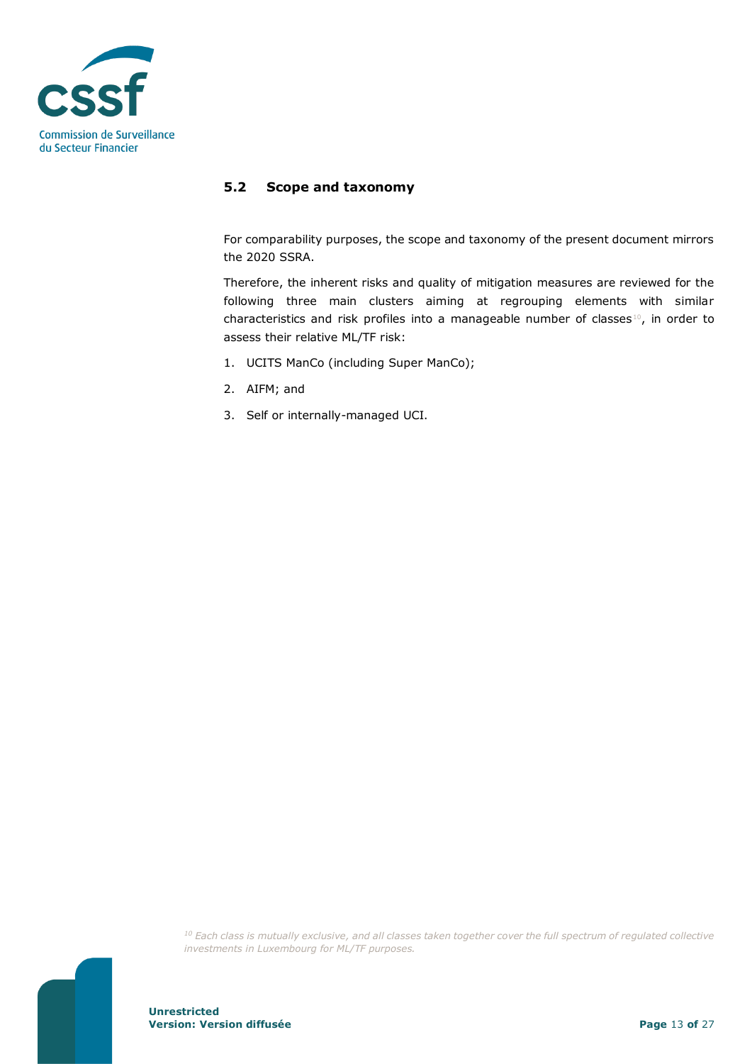## 5.2 Scope and taxonomy

For comparability purposes, the scope and taxonomy of the present document mirrors the 2020 SSRA.

Therefore, the inherent risks and quality of mitigation measures are reviewed for the following three main clusters aiming at regrouping elements with similar characteristics and risk profiles into a manageable number of classes[10], in order to assess their relative ML/TF risk:

1. UCITS ManCo (including Super ManCo);
2. AIFM; and
3. Self or internally-managed UCI.

[10] *Each class is mutually exclusive, and all classes taken together cover the full spectrum of regulated collective investments in Luxembourg for ML/TF purposes.*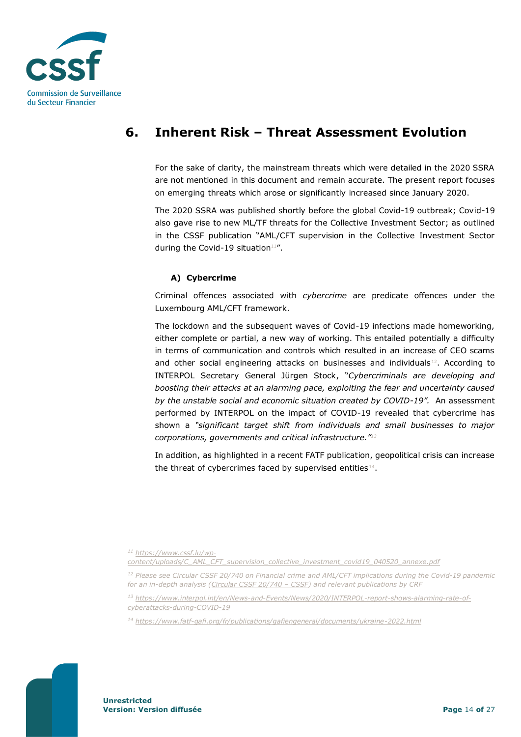# 6. Inherent Risk – Threat Assessment Evolution

For the sake of clarity, the mainstream threats which were detailed in the 2020 SSRA are not mentioned in this document and remain accurate. The present report focuses on emerging threats which arose or significantly increased since January 2020.

The 2020 SSRA was published shortly before the global Covid-19 outbreak; Covid-19 also gave rise to new ML/TF threats for the Collective Investment Sector; as outlined in the CSSF publication "AML/CFT supervision in the Collective Investment Sector during the Covid-19 situation[11]".

### A) Cybercrime

Criminal offences associated with *cybercrime* are predicate offences under the Luxembourg AML/CFT framework.

The lockdown and the subsequent waves of Covid-19 infections made homeworking, either complete or partial, a new way of working. This entailed potentially a difficulty in terms of communication and controls which resulted in an increase of CEO scams and other social engineering attacks on businesses and individuals[12]. According to INTERPOL Secretary General Jürgen Stock, "*Cybercriminals are developing and boosting their attacks at an alarming pace, exploiting the fear and uncertainty caused by the unstable social and economic situation created by COVID-19".* An assessment performed by INTERPOL on the impact of COVID-19 revealed that cybercrime has shown a *"significant target shift from individuals and small businesses to major corporations, governments and critical infrastructure."*[13]

In addition, as highlighted in a recent FATF publication, geopolitical crisis can increase the threat of cybercrimes faced by supervised entities[14].

---

[11] https://www.cssf.lu/wp-content/uploads/C_AML_CFT_supervision_collective_investment_covid19_040520_annexe.pdf

[12] *Please see Circular CSSF 20/740 on Financial crime and AML/CFT implications during the Covid-19 pandemic for an in-depth analysis (Circular CSSF 20/740 – CSSF) and relevant publications by CRF*

[13] https://www.interpol.int/en/News-and-Events/News/2020/INTERPOL-report-shows-alarming-rate-of-cyberattacks-during-COVID-19

[14] https://www.fatf-gafi.org/fr/publications/gafiengeneral/documents/ukraine-2022.html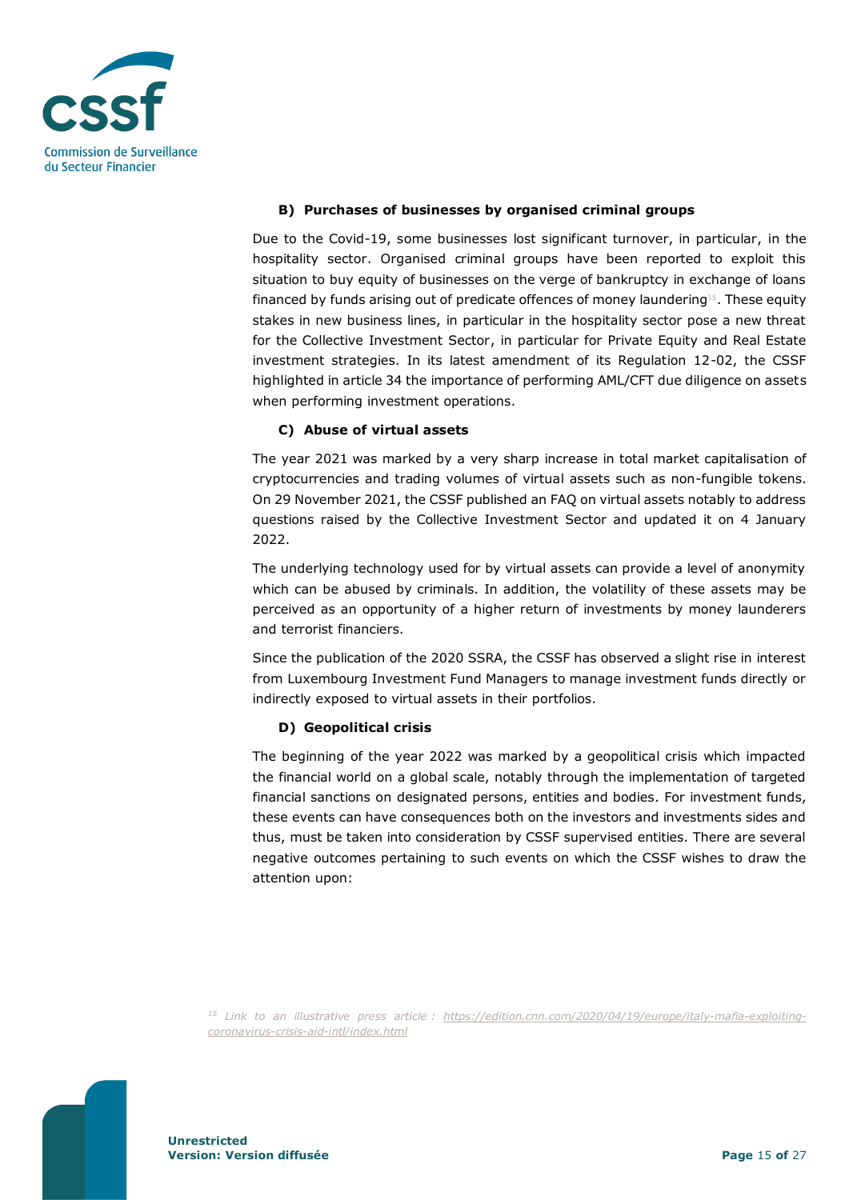#### B) Purchases of businesses by organised criminal groups

Due to the Covid-19, some businesses lost significant turnover, in particular, in the hospitality sector. Organised criminal groups have been reported to exploit this situation to buy equity of businesses on the verge of bankruptcy in exchange of loans financed by funds arising out of predicate offences of money laundering[15]. These equity stakes in new business lines, in particular in the hospitality sector pose a new threat for the Collective Investment Sector, in particular for Private Equity and Real Estate investment strategies. In its latest amendment of its Regulation 12-02, the CSSF highlighted in article 34 the importance of performing AML/CFT due diligence on assets when performing investment operations.

#### C) Abuse of virtual assets

The year 2021 was marked by a very sharp increase in total market capitalisation of cryptocurrencies and trading volumes of virtual assets such as non-fungible tokens. On 29 November 2021, the CSSF published an FAQ on virtual assets notably to address questions raised by the Collective Investment Sector and updated it on 4 January 2022.

The underlying technology used for by virtual assets can provide a level of anonymity which can be abused by criminals. In addition, the volatility of these assets may be perceived as an opportunity of a higher return of investments by money launderers and terrorist financiers.

Since the publication of the 2020 SSRA, the CSSF has observed a slight rise in interest from Luxembourg Investment Fund Managers to manage investment funds directly or indirectly exposed to virtual assets in their portfolios.

#### D) Geopolitical crisis

The beginning of the year 2022 was marked by a geopolitical crisis which impacted the financial world on a global scale, notably through the implementation of targeted financial sanctions on designated persons, entities and bodies. For investment funds, these events can have consequences both on the investors and investments sides and thus, must be taken into consideration by CSSF supervised entities. There are several negative outcomes pertaining to such events on which the CSSF wishes to draw the attention upon:

---

*[15] Link to an illustrative press article : https://edition.cnn.com/2020/04/19/europe/italy-mafia-exploiting-coronavirus-crisis-aid-intl/index.html*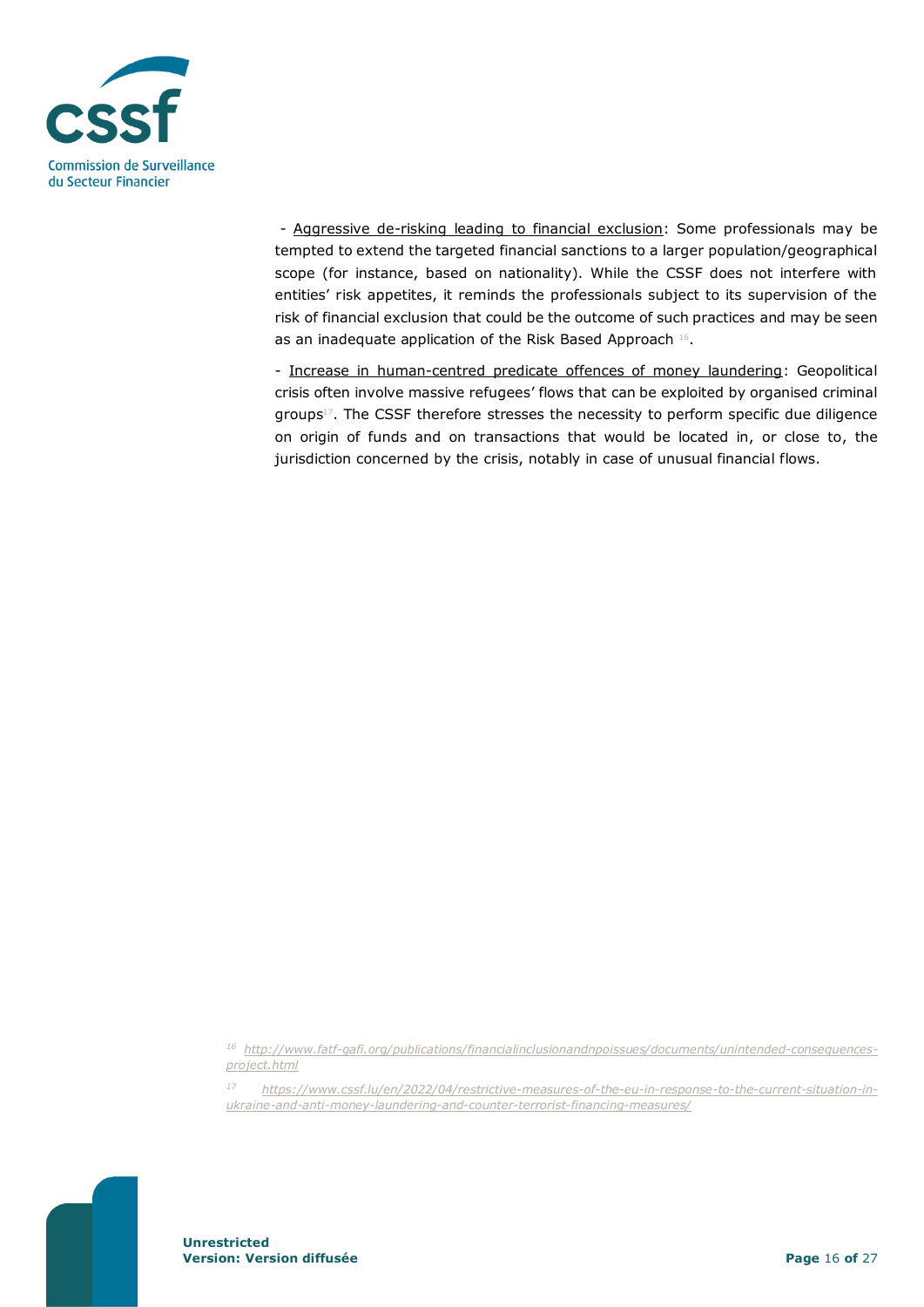- <u>Aggressive de-risking leading to financial exclusion</u>: Some professionals may be tempted to extend the targeted financial sanctions to a larger population/geographical scope (for instance, based on nationality). While the CSSF does not interfere with entities' risk appetites, it reminds the professionals subject to its supervision of the risk of financial exclusion that could be the outcome of such practices and may be seen as an inadequate application of the Risk Based Approach [16].

- <u>Increase in human-centred predicate offences of money laundering</u>: Geopolitical crisis often involve massive refugees' flows that can be exploited by organised criminal groups[17]. The CSSF therefore stresses the necessity to perform specific due diligence on origin of funds and on transactions that would be located in, or close to, the jurisdiction concerned by the crisis, notably in case of unusual financial flows.

---

[16] *http://www.fatf-gafi.org/publications/financialinclusionandnpoissues/documents/unintended-consequences-project.html*

[17] *https://www.cssf.lu/en/2022/04/restrictive-measures-of-the-eu-in-response-to-the-current-situation-in-ukraine-and-anti-money-laundering-and-counter-terrorist-financing-measures/*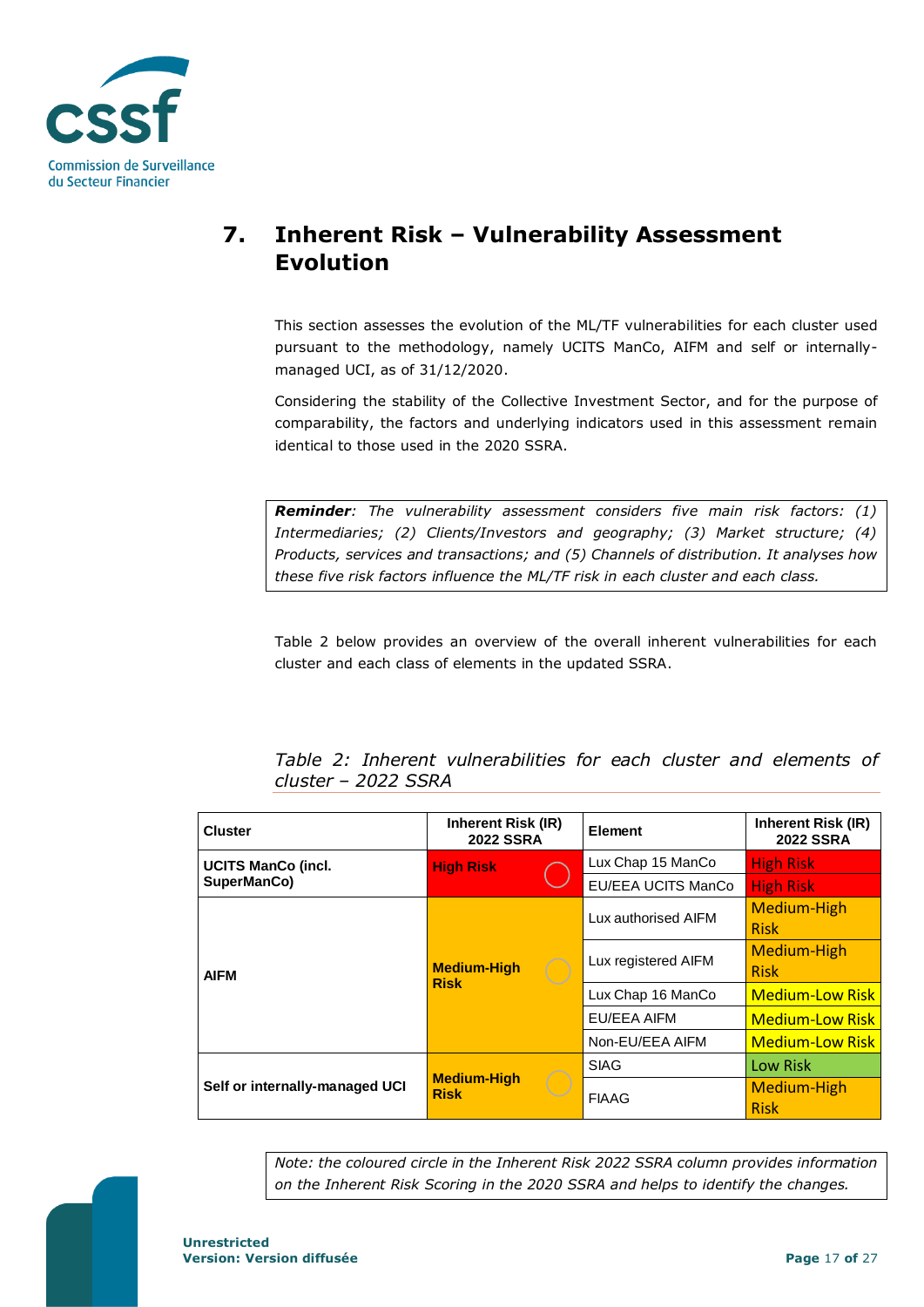## 7. Inherent Risk – Vulnerability Assessment Evolution

This section assesses the evolution of the ML/TF vulnerabilities for each cluster used pursuant to the methodology, namely UCITS ManCo, AIFM and self or internally-managed UCI, as of 31/12/2020.

Considering the stability of the Collective Investment Sector, and for the purpose of comparability, the factors and underlying indicators used in this assessment remain identical to those used in the 2020 SSRA.

> ***Reminder****: The vulnerability assessment considers five main risk factors: (1) Intermediaries; (2) Clients/Investors and geography; (3) Market structure; (4) Products, services and transactions; and (5) Channels of distribution. It analyses how these five risk factors influence the ML/TF risk in each cluster and each class.*

Table 2 below provides an overview of the overall inherent vulnerabilities for each cluster and each class of elements in the updated SSRA.

*Table 2: Inherent vulnerabilities for each cluster and elements of cluster – 2022 SSRA*

| Cluster | Inherent Risk (IR) 2022 SSRA | Element | Inherent Risk (IR) 2022 SSRA |
|---|---|---|---|
| UCITS ManCo (incl. SuperManCo) | High Risk | Lux Chap 15 ManCo | High Risk |
| | | EU/EEA UCITS ManCo | High Risk |
| AIFM | Medium-High Risk | Lux authorised AIFM | Medium-High Risk |
| | | Lux registered AIFM | Medium-High Risk |
| | | Lux Chap 16 ManCo | Medium-Low Risk |
| | | EU/EEA AIFM | Medium-Low Risk |
| | | Non-EU/EEA AIFM | Medium-Low Risk |
| Self or internally-managed UCI | Medium-High Risk | SIAG | Low Risk |
| | | FIAAG | Medium-High Risk |

> *Note: the coloured circle in the Inherent Risk 2022 SSRA column provides information on the Inherent Risk Scoring in the 2020 SSRA and helps to identify the changes.*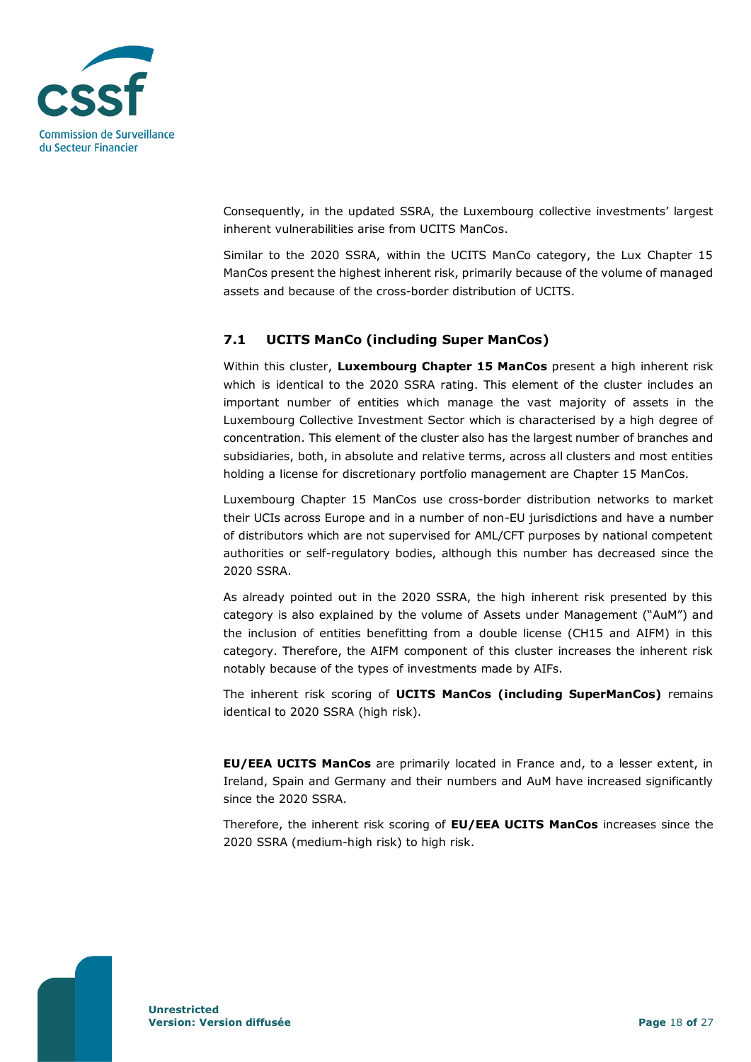Consequently, in the updated SSRA, the Luxembourg collective investments' largest inherent vulnerabilities arise from UCITS ManCos.

Similar to the 2020 SSRA, within the UCITS ManCo category, the Lux Chapter 15 ManCos present the highest inherent risk, primarily because of the volume of managed assets and because of the cross-border distribution of UCITS.

## 7.1 UCITS ManCo (including Super ManCos)

Within this cluster, **Luxembourg Chapter 15 ManCos** present a high inherent risk which is identical to the 2020 SSRA rating. This element of the cluster includes an important number of entities which manage the vast majority of assets in the Luxembourg Collective Investment Sector which is characterised by a high degree of concentration. This element of the cluster also has the largest number of branches and subsidiaries, both, in absolute and relative terms, across all clusters and most entities holding a license for discretionary portfolio management are Chapter 15 ManCos.

Luxembourg Chapter 15 ManCos use cross-border distribution networks to market their UCIs across Europe and in a number of non-EU jurisdictions and have a number of distributors which are not supervised for AML/CFT purposes by national competent authorities or self-regulatory bodies, although this number has decreased since the 2020 SSRA.

As already pointed out in the 2020 SSRA, the high inherent risk presented by this category is also explained by the volume of Assets under Management ("AuM") and the inclusion of entities benefitting from a double license (CH15 and AIFM) in this category. Therefore, the AIFM component of this cluster increases the inherent risk notably because of the types of investments made by AIFs.

The inherent risk scoring of **UCITS ManCos (including SuperManCos)** remains identical to 2020 SSRA (high risk).

**EU/EEA UCITS ManCos** are primarily located in France and, to a lesser extent, in Ireland, Spain and Germany and their numbers and AuM have increased significantly since the 2020 SSRA.

Therefore, the inherent risk scoring of **EU/EEA UCITS ManCos** increases since the 2020 SSRA (medium-high risk) to high risk.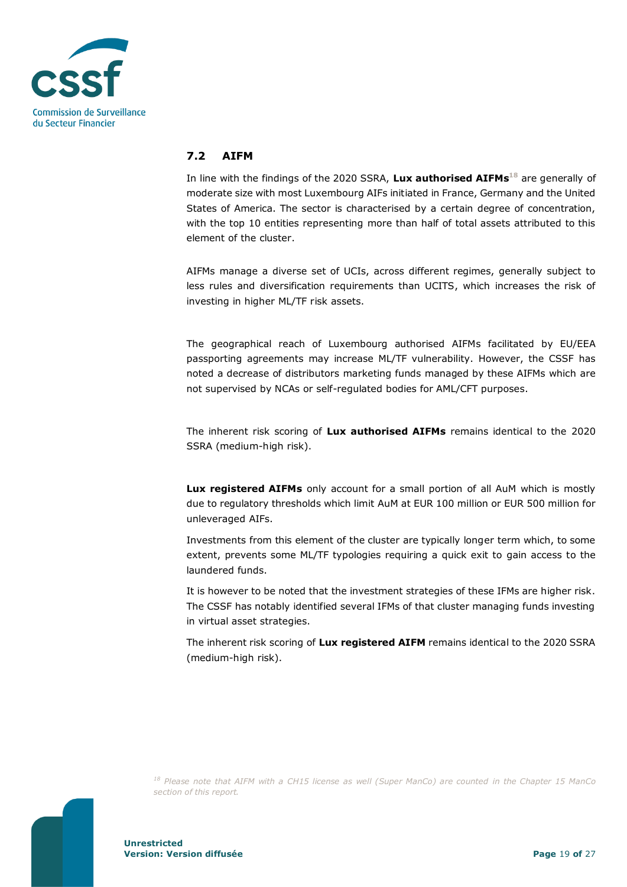## 7.2 AIFM

In line with the findings of the 2020 SSRA, **Lux authorised AIFMs**[18] are generally of moderate size with most Luxembourg AIFs initiated in France, Germany and the United States of America. The sector is characterised by a certain degree of concentration, with the top 10 entities representing more than half of total assets attributed to this element of the cluster.

AIFMs manage a diverse set of UCIs, across different regimes, generally subject to less rules and diversification requirements than UCITS, which increases the risk of investing in higher ML/TF risk assets.

The geographical reach of Luxembourg authorised AIFMs facilitated by EU/EEA passporting agreements may increase ML/TF vulnerability. However, the CSSF has noted a decrease of distributors marketing funds managed by these AIFMs which are not supervised by NCAs or self-regulated bodies for AML/CFT purposes.

The inherent risk scoring of **Lux authorised AIFMs** remains identical to the 2020 SSRA (medium-high risk).

**Lux registered AIFMs** only account for a small portion of all AuM which is mostly due to regulatory thresholds which limit AuM at EUR 100 million or EUR 500 million for unleveraged AIFs.

Investments from this element of the cluster are typically longer term which, to some extent, prevents some ML/TF typologies requiring a quick exit to gain access to the laundered funds.

It is however to be noted that the investment strategies of these IFMs are higher risk. The CSSF has notably identified several IFMs of that cluster managing funds investing in virtual asset strategies.

The inherent risk scoring of **Lux registered AIFM** remains identical to the 2020 SSRA (medium-high risk).

*[18] Please note that AIFM with a CH15 license as well (Super ManCo) are counted in the Chapter 15 ManCo section of this report.*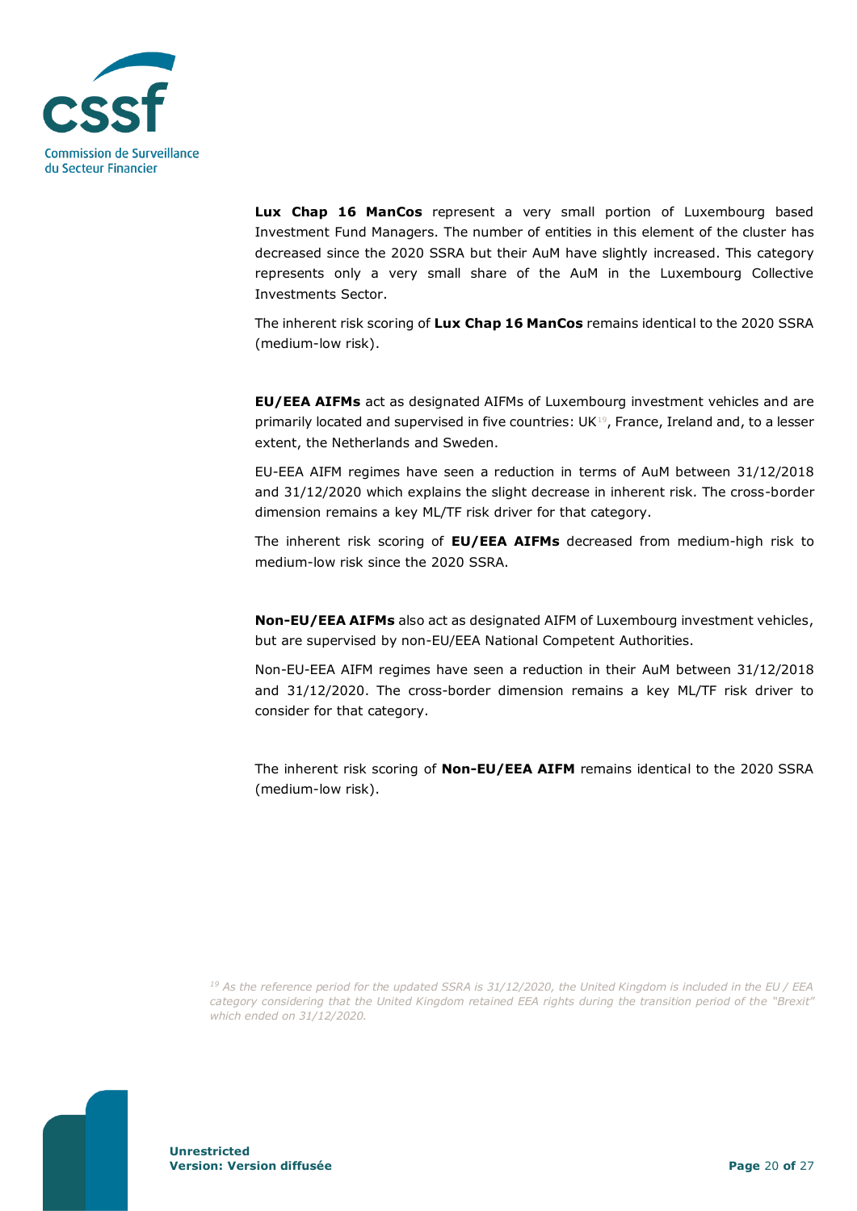**Lux Chap 16 ManCos** represent a very small portion of Luxembourg based Investment Fund Managers. The number of entities in this element of the cluster has decreased since the 2020 SSRA but their AuM have slightly increased. This category represents only a very small share of the AuM in the Luxembourg Collective Investments Sector.

The inherent risk scoring of **Lux Chap 16 ManCos** remains identical to the 2020 SSRA (medium-low risk).

**EU/EEA AIFMs** act as designated AIFMs of Luxembourg investment vehicles and are primarily located and supervised in five countries: UK[19], France, Ireland and, to a lesser extent, the Netherlands and Sweden.

EU-EEA AIFM regimes have seen a reduction in terms of AuM between 31/12/2018 and 31/12/2020 which explains the slight decrease in inherent risk. The cross-border dimension remains a key ML/TF risk driver for that category.

The inherent risk scoring of **EU/EEA AIFMs** decreased from medium-high risk to medium-low risk since the 2020 SSRA.

**Non-EU/EEA AIFMs** also act as designated AIFM of Luxembourg investment vehicles, but are supervised by non-EU/EEA National Competent Authorities.

Non-EU-EEA AIFM regimes have seen a reduction in their AuM between 31/12/2018 and 31/12/2020. The cross-border dimension remains a key ML/TF risk driver to consider for that category.

The inherent risk scoring of **Non-EU/EEA AIFM** remains identical to the 2020 SSRA (medium-low risk).

*[19] As the reference period for the updated SSRA is 31/12/2020, the United Kingdom is included in the EU / EEA category considering that the United Kingdom retained EEA rights during the transition period of the "Brexit" which ended on 31/12/2020.*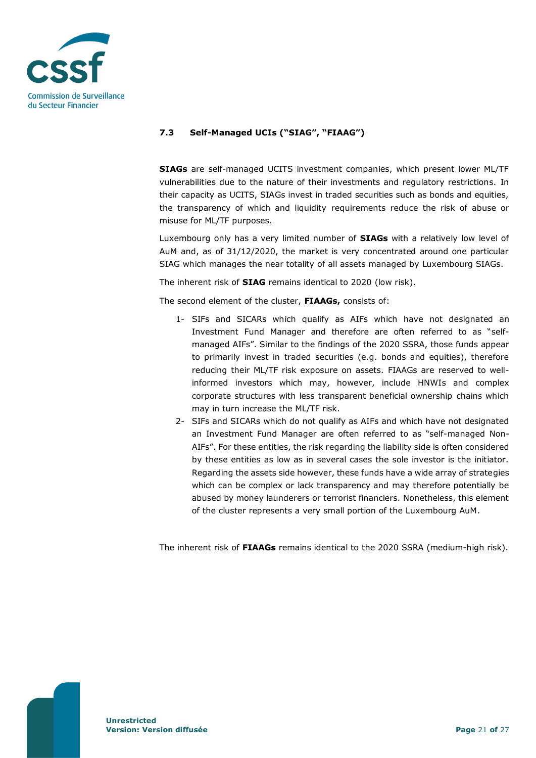### 7.3 Self-Managed UCIs ("SIAG", "FIAAG")

**SIAGs** are self-managed UCITS investment companies, which present lower ML/TF vulnerabilities due to the nature of their investments and regulatory restrictions. In their capacity as UCITS, SIAGs invest in traded securities such as bonds and equities, the transparency of which and liquidity requirements reduce the risk of abuse or misuse for ML/TF purposes.

Luxembourg only has a very limited number of **SIAGs** with a relatively low level of AuM and, as of 31/12/2020, the market is very concentrated around one particular SIAG which manages the near totality of all assets managed by Luxembourg SIAGs.

The inherent risk of **SIAG** remains identical to 2020 (low risk).

The second element of the cluster, **FIAAGs,** consists of:

1- SIFs and SICARs which qualify as AIFs which have not designated an Investment Fund Manager and therefore are often referred to as "self-managed AIFs". Similar to the findings of the 2020 SSRA, those funds appear to primarily invest in traded securities (e.g. bonds and equities), therefore reducing their ML/TF risk exposure on assets. FIAAGs are reserved to well-informed investors which may, however, include HNWIs and complex corporate structures with less transparent beneficial ownership chains which may in turn increase the ML/TF risk.
2- SIFs and SICARs which do not qualify as AIFs and which have not designated an Investment Fund Manager are often referred to as "self-managed Non-AIFs". For these entities, the risk regarding the liability side is often considered by these entities as low as in several cases the sole investor is the initiator. Regarding the assets side however, these funds have a wide array of strategies which can be complex or lack transparency and may therefore potentially be abused by money launderers or terrorist financiers. Nonetheless, this element of the cluster represents a very small portion of the Luxembourg AuM.

The inherent risk of **FIAAGs** remains identical to the 2020 SSRA (medium-high risk).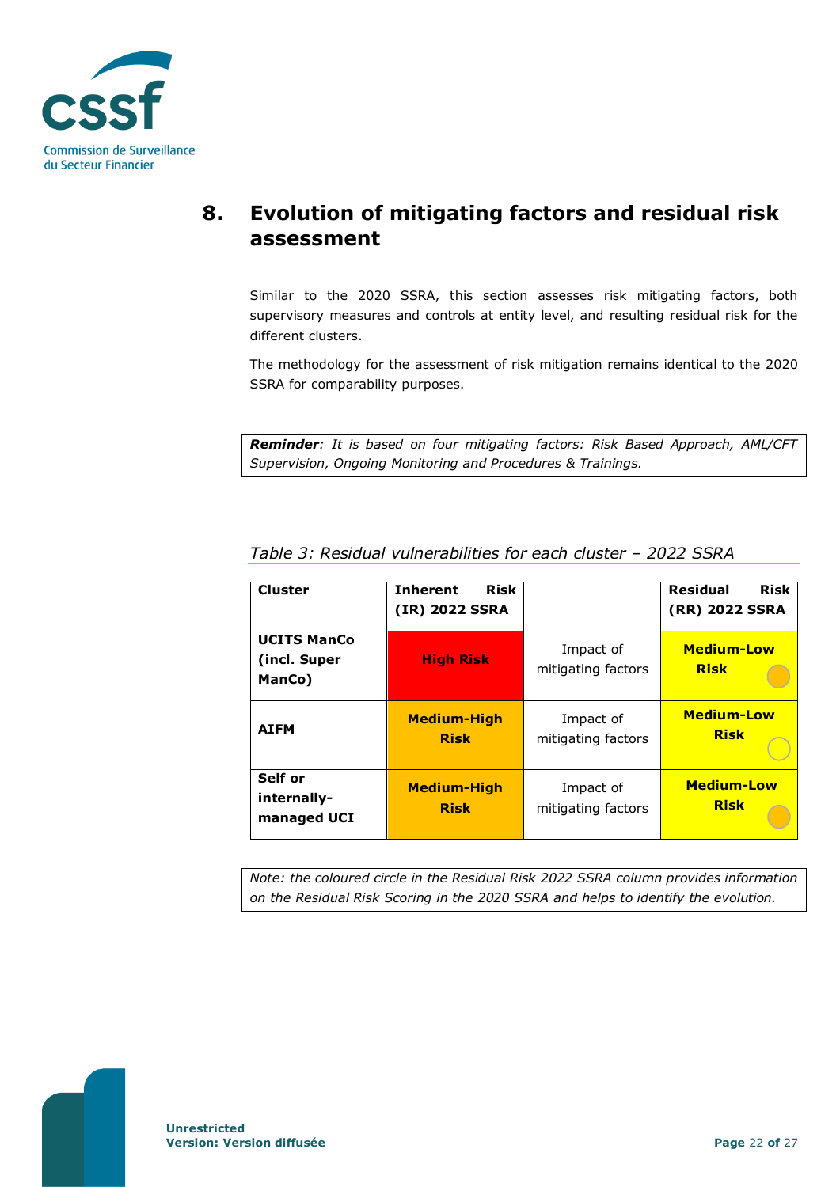## 8. Evolution of mitigating factors and residual risk assessment

Similar to the 2020 SSRA, this section assesses risk mitigating factors, both supervisory measures and controls at entity level, and resulting residual risk for the different clusters.

The methodology for the assessment of risk mitigation remains identical to the 2020 SSRA for comparability purposes.

***Reminder**: It is based on four mitigating factors: Risk Based Approach, AML/CFT Supervision, Ongoing Monitoring and Procedures & Trainings.*

*Table 3: Residual vulnerabilities for each cluster – 2022 SSRA*

| Cluster | Inherent Risk (IR) 2022 SSRA | | Residual Risk (RR) 2022 SSRA |
|---|---|---|---|
| **UCITS ManCo (incl. Super ManCo)** | **High Risk** | Impact of mitigating factors | **Medium-Low Risk** |
| **AIFM** | **Medium-High Risk** | Impact of mitigating factors | **Medium-Low Risk** |
| **Self or internally-managed UCI** | **Medium-High Risk** | Impact of mitigating factors | **Medium-Low Risk** |

*Note: the coloured circle in the Residual Risk 2022 SSRA column provides information on the Residual Risk Scoring in the 2020 SSRA and helps to identify the evolution.*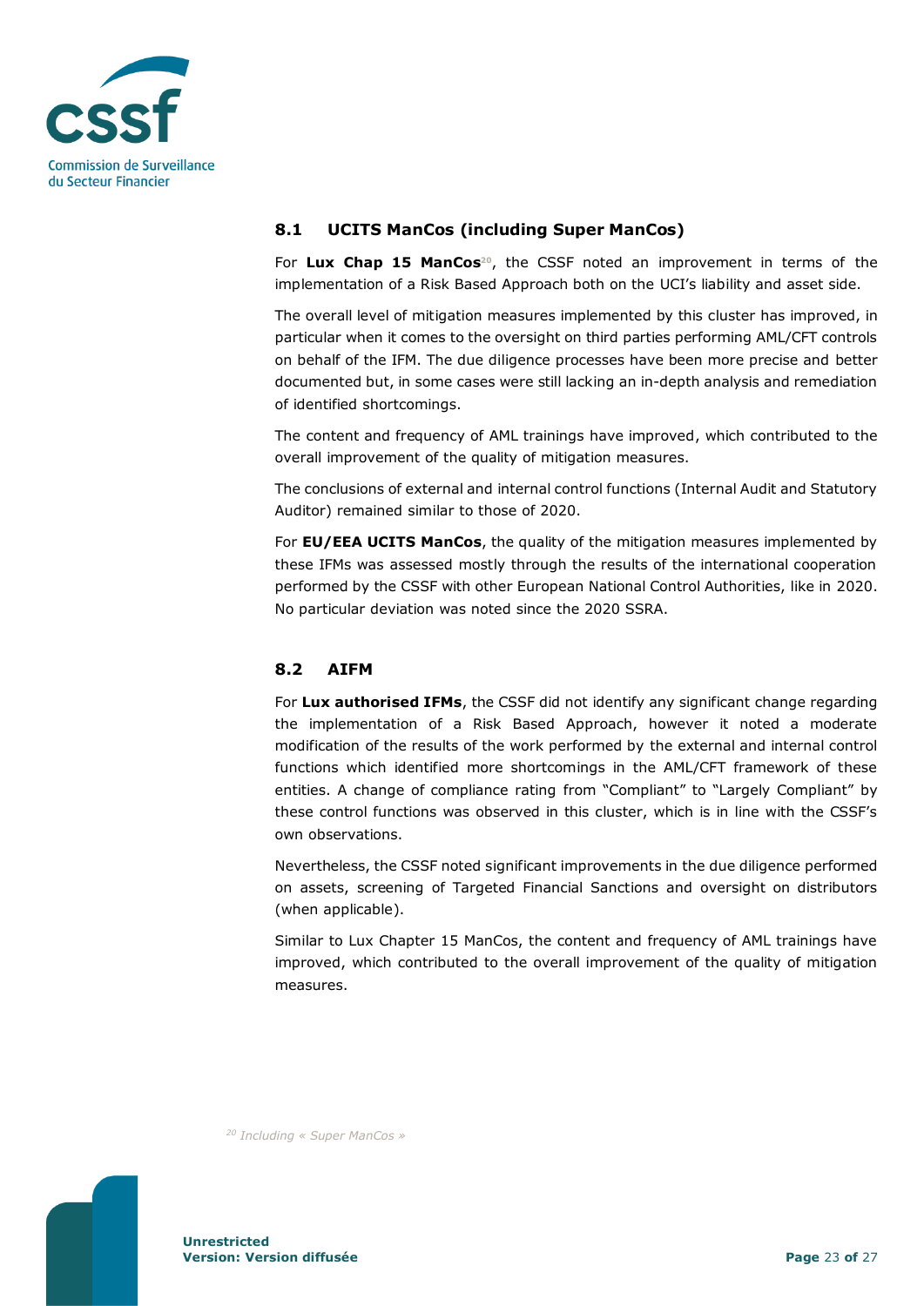### 8.1 UCITS ManCos (including Super ManCos)

For **Lux Chap 15 ManCos**[20], the CSSF noted an improvement in terms of the implementation of a Risk Based Approach both on the UCI's liability and asset side.

The overall level of mitigation measures implemented by this cluster has improved, in particular when it comes to the oversight on third parties performing AML/CFT controls on behalf of the IFM. The due diligence processes have been more precise and better documented but, in some cases were still lacking an in-depth analysis and remediation of identified shortcomings.

The content and frequency of AML trainings have improved, which contributed to the overall improvement of the quality of mitigation measures.

The conclusions of external and internal control functions (Internal Audit and Statutory Auditor) remained similar to those of 2020.

For **EU/EEA UCITS ManCos**, the quality of the mitigation measures implemented by these IFMs was assessed mostly through the results of the international cooperation performed by the CSSF with other European National Control Authorities, like in 2020. No particular deviation was noted since the 2020 SSRA.

### 8.2 AIFM

For **Lux authorised IFMs**, the CSSF did not identify any significant change regarding the implementation of a Risk Based Approach, however it noted a moderate modification of the results of the work performed by the external and internal control functions which identified more shortcomings in the AML/CFT framework of these entities. A change of compliance rating from "Compliant" to "Largely Compliant" by these control functions was observed in this cluster, which is in line with the CSSF's own observations.

Nevertheless, the CSSF noted significant improvements in the due diligence performed on assets, screening of Targeted Financial Sanctions and oversight on distributors (when applicable).

Similar to Lux Chapter 15 ManCos, the content and frequency of AML trainings have improved, which contributed to the overall improvement of the quality of mitigation measures.

[20] *Including « Super ManCos »*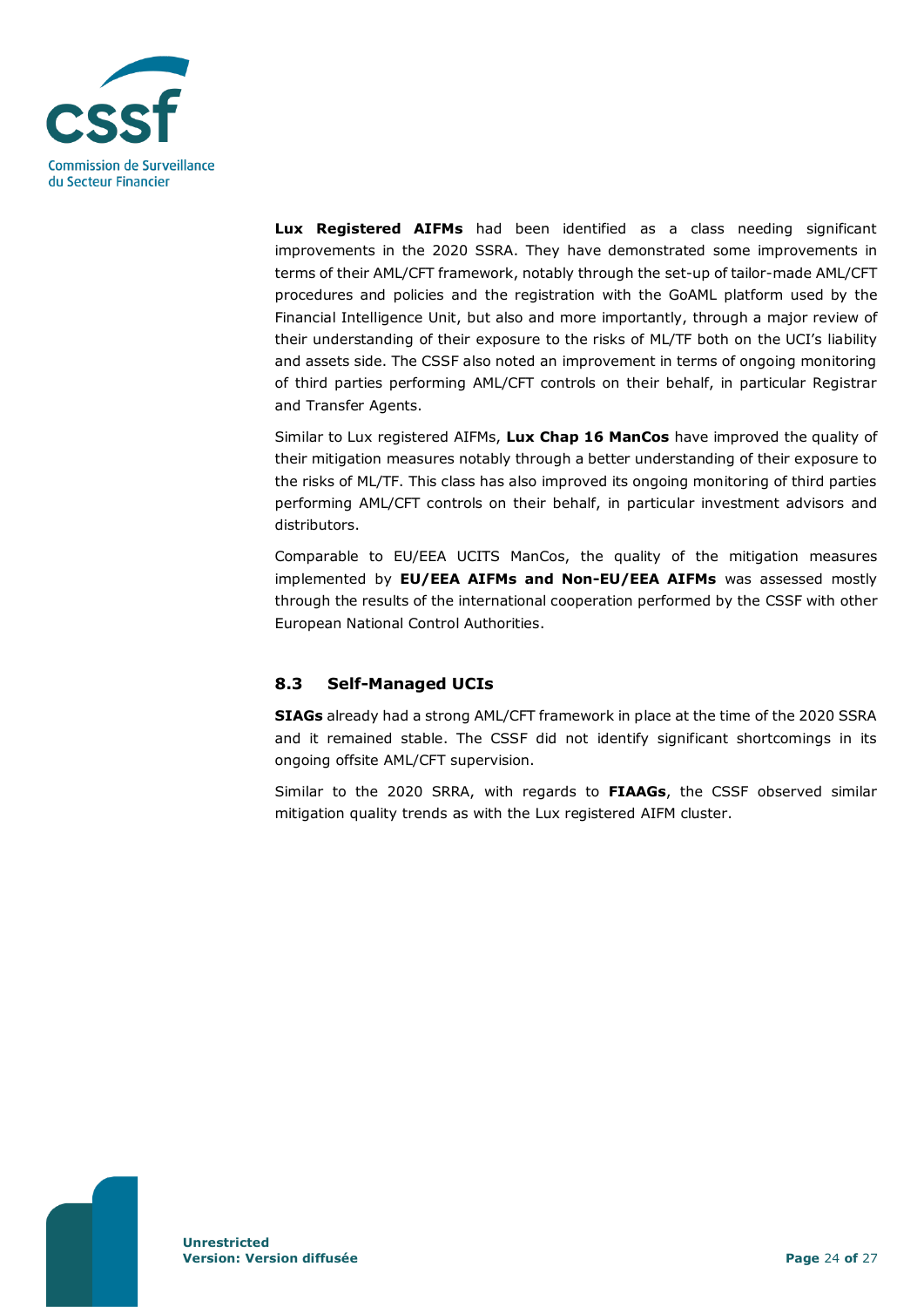**Lux Registered AIFMs** had been identified as a class needing significant improvements in the 2020 SSRA. They have demonstrated some improvements in terms of their AML/CFT framework, notably through the set-up of tailor-made AML/CFT procedures and policies and the registration with the GoAML platform used by the Financial Intelligence Unit, but also and more importantly, through a major review of their understanding of their exposure to the risks of ML/TF both on the UCI's liability and assets side. The CSSF also noted an improvement in terms of ongoing monitoring of third parties performing AML/CFT controls on their behalf, in particular Registrar and Transfer Agents.

Similar to Lux registered AIFMs, **Lux Chap 16 ManCos** have improved the quality of their mitigation measures notably through a better understanding of their exposure to the risks of ML/TF. This class has also improved its ongoing monitoring of third parties performing AML/CFT controls on their behalf, in particular investment advisors and distributors.

Comparable to EU/EEA UCITS ManCos, the quality of the mitigation measures implemented by **EU/EEA AIFMs and Non-EU/EEA AIFMs** was assessed mostly through the results of the international cooperation performed by the CSSF with other European National Control Authorities.

## 8.3 Self-Managed UCIs

**SIAGs** already had a strong AML/CFT framework in place at the time of the 2020 SSRA and it remained stable. The CSSF did not identify significant shortcomings in its ongoing offsite AML/CFT supervision.

Similar to the 2020 SRRA, with regards to **FIAAGs**, the CSSF observed similar mitigation quality trends as with the Lux registered AIFM cluster.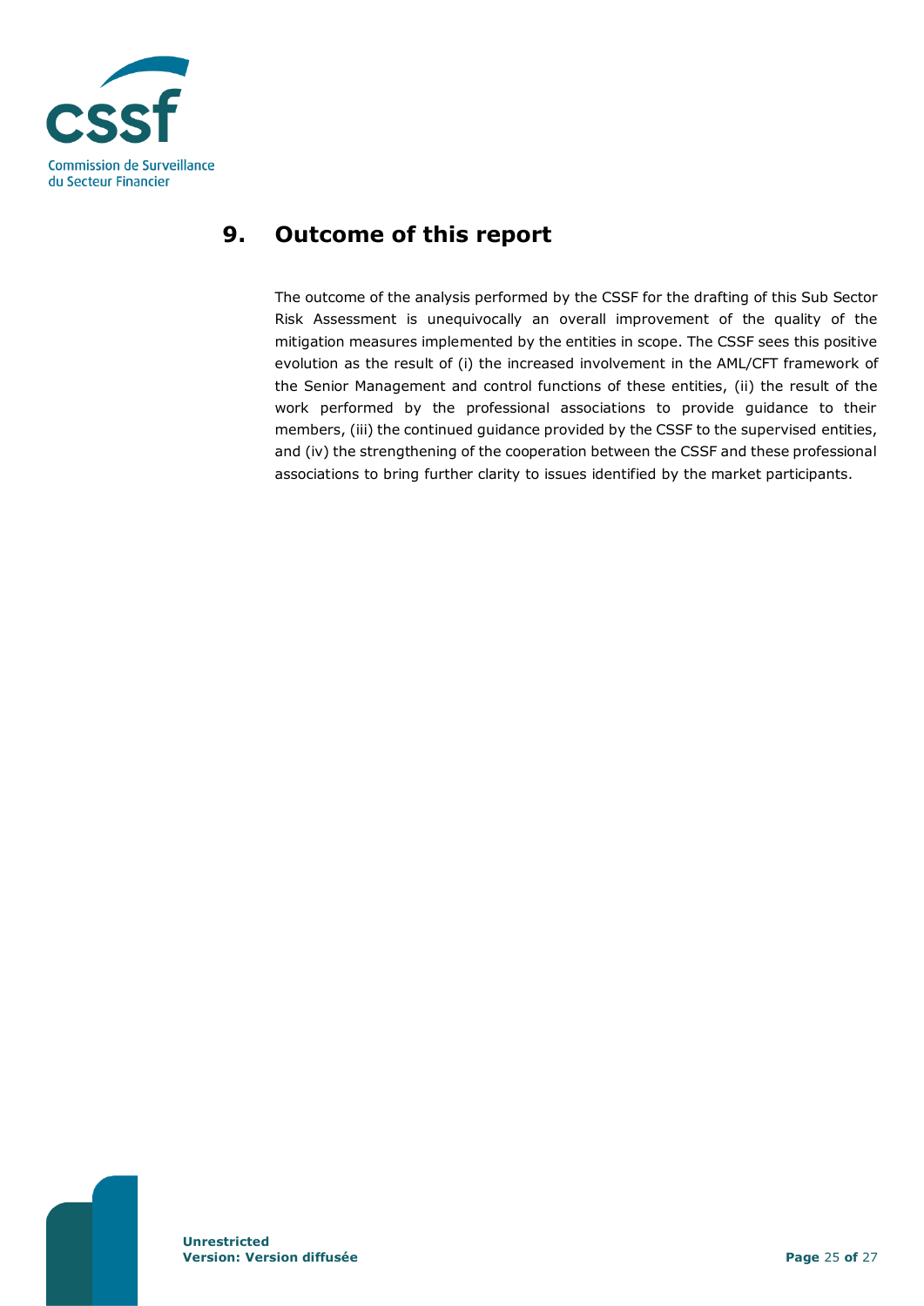# 9. Outcome of this report

The outcome of the analysis performed by the CSSF for the drafting of this Sub Sector Risk Assessment is unequivocally an overall improvement of the quality of the mitigation measures implemented by the entities in scope. The CSSF sees this positive evolution as the result of (i) the increased involvement in the AML/CFT framework of the Senior Management and control functions of these entities, (ii) the result of the work performed by the professional associations to provide guidance to their members, (iii) the continued guidance provided by the CSSF to the supervised entities, and (iv) the strengthening of the cooperation between the CSSF and these professional associations to bring further clarity to issues identified by the market participants.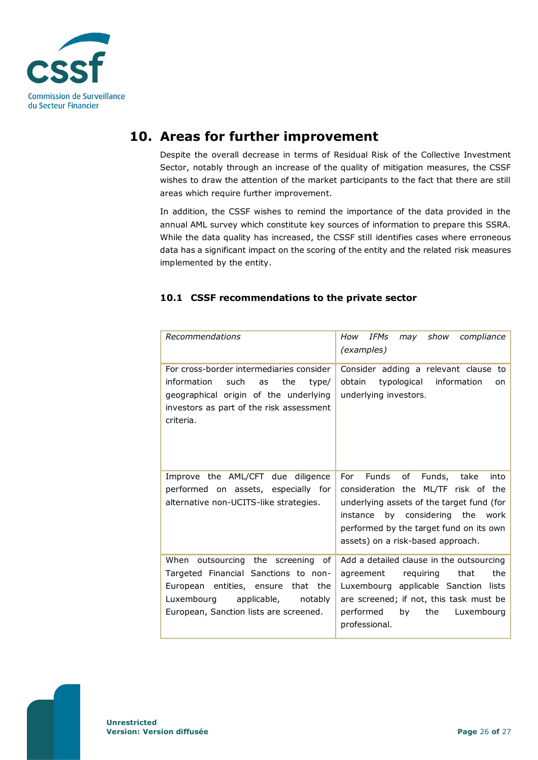## 10. Areas for further improvement

Despite the overall decrease in terms of Residual Risk of the Collective Investment Sector, notably through an increase of the quality of mitigation measures, the CSSF wishes to draw the attention of the market participants to the fact that there are still areas which require further improvement.

In addition, the CSSF wishes to remind the importance of the data provided in the annual AML survey which constitute key sources of information to prepare this SSRA. While the data quality has increased, the CSSF still identifies cases where erroneous data has a significant impact on the scoring of the entity and the related risk measures implemented by the entity.

### 10.1 CSSF recommendations to the private sector

| *Recommendations* | *How IFMs may show compliance (examples)* |
|---|---|
| For cross-border intermediaries consider information such as the type/ geographical origin of the underlying investors as part of the risk assessment criteria. | Consider adding a relevant clause to obtain typological information on underlying investors. |
| Improve the AML/CFT due diligence performed on assets, especially for alternative non-UCITS-like strategies. | For Funds of Funds, take into consideration the ML/TF risk of the underlying assets of the target fund (for instance by considering the work performed by the target fund on its own assets) on a risk-based approach. |
| When outsourcing the screening of Targeted Financial Sanctions to non-European entities, ensure that the Luxembourg applicable, notably European, Sanction lists are screened. | Add a detailed clause in the outsourcing agreement requiring that the Luxembourg applicable Sanction lists are screened; if not, this task must be performed by the Luxembourg professional. |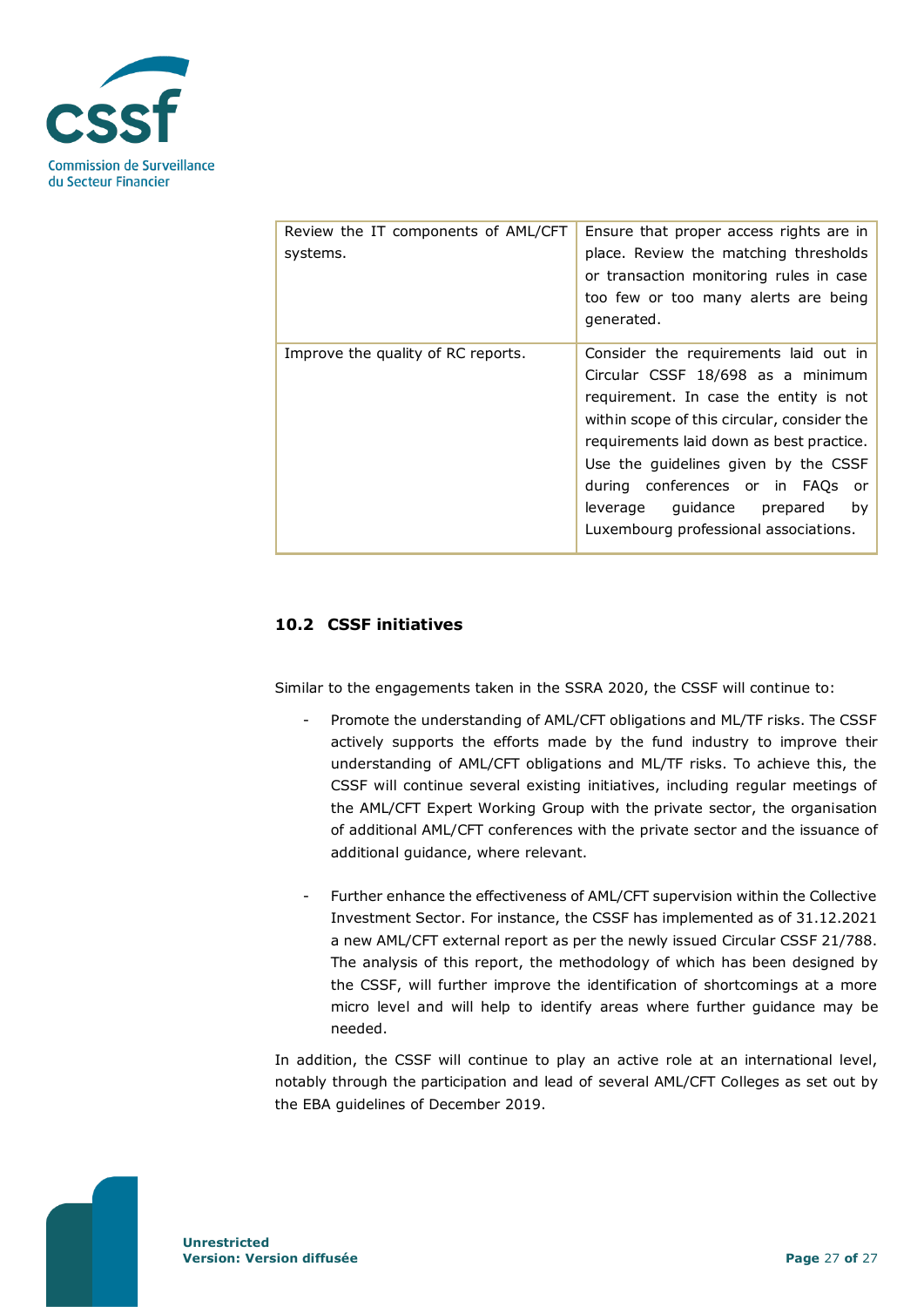| | |
|---|---|
| Review the IT components of AML/CFT systems. | Ensure that proper access rights are in place. Review the matching thresholds or transaction monitoring rules in case too few or too many alerts are being generated. |
| Improve the quality of RC reports. | Consider the requirements laid out in Circular CSSF 18/698 as a minimum requirement. In case the entity is not within scope of this circular, consider the requirements laid down as best practice. Use the guidelines given by the CSSF during conferences or in FAQs or leverage guidance prepared by Luxembourg professional associations. |

## 10.2 CSSF initiatives

Similar to the engagements taken in the SSRA 2020, the CSSF will continue to:

- Promote the understanding of AML/CFT obligations and ML/TF risks. The CSSF actively supports the efforts made by the fund industry to improve their understanding of AML/CFT obligations and ML/TF risks. To achieve this, the CSSF will continue several existing initiatives, including regular meetings of the AML/CFT Expert Working Group with the private sector, the organisation of additional AML/CFT conferences with the private sector and the issuance of additional guidance, where relevant.

- Further enhance the effectiveness of AML/CFT supervision within the Collective Investment Sector. For instance, the CSSF has implemented as of 31.12.2021 a new AML/CFT external report as per the newly issued Circular CSSF 21/788. The analysis of this report, the methodology of which has been designed by the CSSF, will further improve the identification of shortcomings at a more micro level and will help to identify areas where further guidance may be needed.

In addition, the CSSF will continue to play an active role at an international level, notably through the participation and lead of several AML/CFT Colleges as set out by the EBA guidelines of December 2019.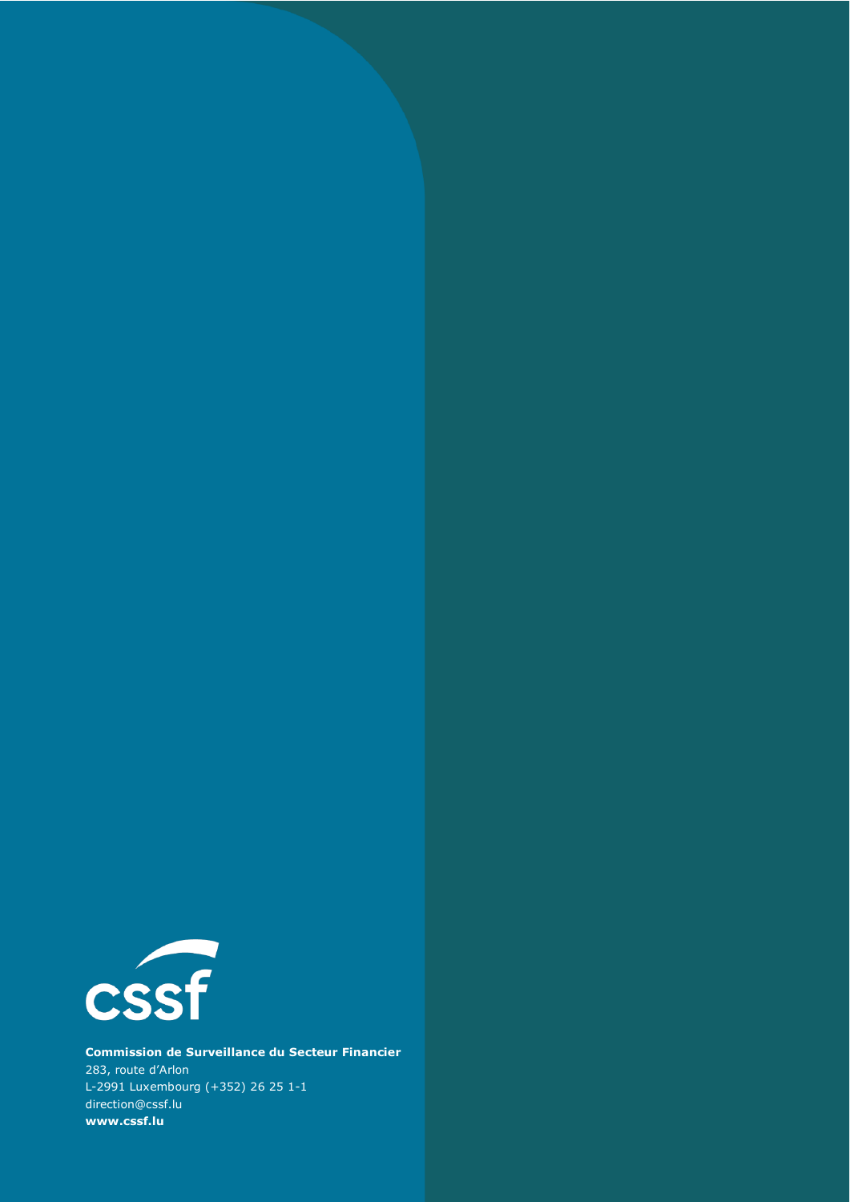cssf

**Commission de Surveillance du Secteur Financier**
283, route d'Arlon
L-2991 Luxembourg (+352) 26 25 1-1
direction@cssf.lu
**www.cssf.lu**